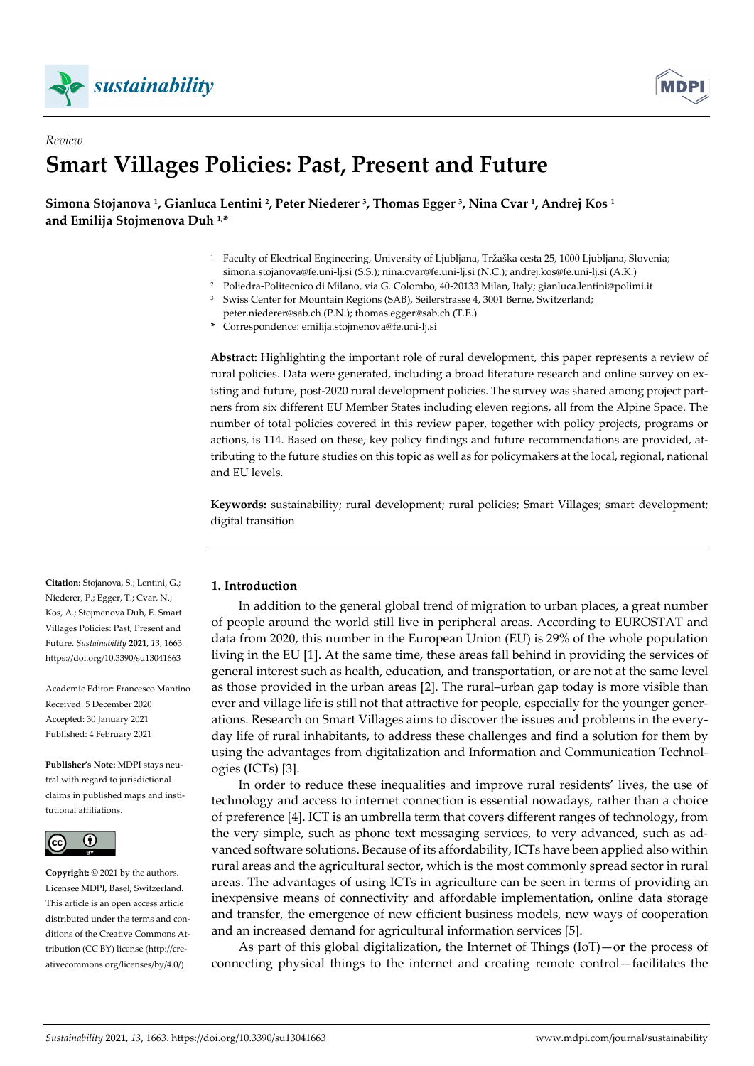*Review*

# Smart Villages Policies: Past, Present and Future

**Simona Stojanova [1], Gianluca Lentini [2], Peter Niederer [3], Thomas Egger [3], Nina Cvar [1], Andrej Kos [1] and Emilija Stojmenova Duh [1,*]**

[1] Faculty of Electrical Engineering, University of Ljubljana, Tržaška cesta 25, 1000 Ljubljana, Slovenia; simona.stojanova@fe.uni-lj.si (S.S.); nina.cvar@fe.uni-lj.si (N.C.); andrej.kos@fe.uni-lj.si (A.K.)

[2] Poliedra-Politecnico di Milano, via G. Colombo, 40-20133 Milan, Italy; gianluca.lentini@polimi.it

[3] Swiss Center for Mountain Regions (SAB), Seilerstrasse 4, 3001 Berne, Switzerland; peter.niederer@sab.ch (P.N.); thomas.egger@sab.ch (T.E.)

* Correspondence: emilija.stojmenova@fe.uni-lj.si

**Abstract:** Highlighting the important role of rural development, this paper represents a review of rural policies. Data were generated, including a broad literature research and online survey on existing and future, post-2020 rural development policies. The survey was shared among project partners from six different EU Member States including eleven regions, all from the Alpine Space. The number of total policies covered in this review paper, together with policy projects, programs or actions, is 114. Based on these, key policy findings and future recommendations are provided, attributing to the future studies on this topic as well as for policymakers at the local, regional, national and EU levels.

**Keywords:** sustainability; rural development; rural policies; Smart Villages; smart development; digital transition

**Citation:** Stojanova, S.; Lentini, G.; Niederer, P.; Egger, T.; Cvar, N.; Kos, A.; Stojmenova Duh, E. Smart Villages Policies: Past, Present and Future. *Sustainability* **2021**, *13*, 1663. https://doi.org/10.3390/su13041663

Academic Editor: Francesco Mantino

Received: 5 December 2020
Accepted: 30 January 2021
Published: 4 February 2021

**Publisher's Note:** MDPI stays neutral with regard to jurisdictional claims in published maps and institutional affiliations.

**Copyright:** © 2021 by the authors. Licensee MDPI, Basel, Switzerland. This article is an open access article distributed under the terms and conditions of the Creative Commons Attribution (CC BY) license (http://creativecommons.org/licenses/by/4.0/).

## 1. Introduction

In addition to the general global trend of migration to urban places, a great number of people around the world still live in peripheral areas. According to EUROSTAT and data from 2020, this number in the European Union (EU) is 29% of the whole population living in the EU [1]. At the same time, these areas fall behind in providing the services of general interest such as health, education, and transportation, or are not at the same level as those provided in the urban areas [2]. The rural–urban gap today is more visible than ever and village life is still not that attractive for people, especially for the younger generations. Research on Smart Villages aims to discover the issues and problems in the everyday life of rural inhabitants, to address these challenges and find a solution for them by using the advantages from digitalization and Information and Communication Technologies (ICTs) [3].

In order to reduce these inequalities and improve rural residents' lives, the use of technology and access to internet connection is essential nowadays, rather than a choice of preference [4]. ICT is an umbrella term that covers different ranges of technology, from the very simple, such as phone text messaging services, to very advanced, such as advanced software solutions. Because of its affordability, ICTs have been applied also within rural areas and the agricultural sector, which is the most commonly spread sector in rural areas. The advantages of using ICTs in agriculture can be seen in terms of providing an inexpensive means of connectivity and affordable implementation, online data storage and transfer, the emergence of new efficient business models, new ways of cooperation and an increased demand for agricultural information services [5].

As part of this global digitalization, the Internet of Things (IoT)—or the process of connecting physical things to the internet and creating remote control—facilitates the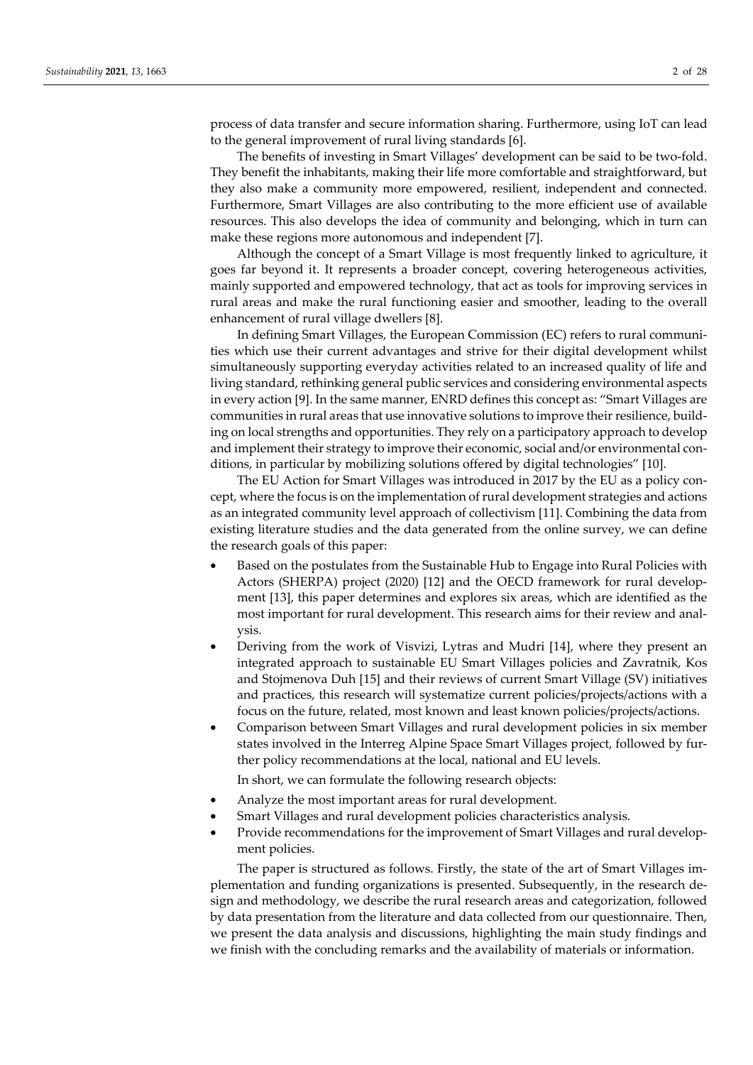process of data transfer and secure information sharing. Furthermore, using IoT can lead to the general improvement of rural living standards [6].

The benefits of investing in Smart Villages' development can be said to be two-fold. They benefit the inhabitants, making their life more comfortable and straightforward, but they also make a community more empowered, resilient, independent and connected. Furthermore, Smart Villages are also contributing to the more efficient use of available resources. This also develops the idea of community and belonging, which in turn can make these regions more autonomous and independent [7].

Although the concept of a Smart Village is most frequently linked to agriculture, it goes far beyond it. It represents a broader concept, covering heterogeneous activities, mainly supported and empowered technology, that act as tools for improving services in rural areas and make the rural functioning easier and smoother, leading to the overall enhancement of rural village dwellers [8].

In defining Smart Villages, the European Commission (EC) refers to rural communities which use their current advantages and strive for their digital development whilst simultaneously supporting everyday activities related to an increased quality of life and living standard, rethinking general public services and considering environmental aspects in every action [9]. In the same manner, ENRD defines this concept as: "Smart Villages are communities in rural areas that use innovative solutions to improve their resilience, building on local strengths and opportunities. They rely on a participatory approach to develop and implement their strategy to improve their economic, social and/or environmental conditions, in particular by mobilizing solutions offered by digital technologies" [10].

The EU Action for Smart Villages was introduced in 2017 by the EU as a policy concept, where the focus is on the implementation of rural development strategies and actions as an integrated community level approach of collectivism [11]. Combining the data from existing literature studies and the data generated from the online survey, we can define the research goals of this paper:

- Based on the postulates from the Sustainable Hub to Engage into Rural Policies with Actors (SHERPA) project (2020) [12] and the OECD framework for rural development [13], this paper determines and explores six areas, which are identified as the most important for rural development. This research aims for their review and analysis.
- Deriving from the work of Visvizi, Lytras and Mudri [14], where they present an integrated approach to sustainable EU Smart Villages policies and Zavratnik, Kos and Stojmenova Duh [15] and their reviews of current Smart Village (SV) initiatives and practices, this research will systematize current policies/projects/actions with a focus on the future, related, most known and least known policies/projects/actions.
- Comparison between Smart Villages and rural development policies in six member states involved in the Interreg Alpine Space Smart Villages project, followed by further policy recommendations at the local, national and EU levels.

In short, we can formulate the following research objects:

- Analyze the most important areas for rural development.
- Smart Villages and rural development policies characteristics analysis.
- Provide recommendations for the improvement of Smart Villages and rural development policies.

The paper is structured as follows. Firstly, the state of the art of Smart Villages implementation and funding organizations is presented. Subsequently, in the research design and methodology, we describe the rural research areas and categorization, followed by data presentation from the literature and data collected from our questionnaire. Then, we present the data analysis and discussions, highlighting the main study findings and we finish with the concluding remarks and the availability of materials or information.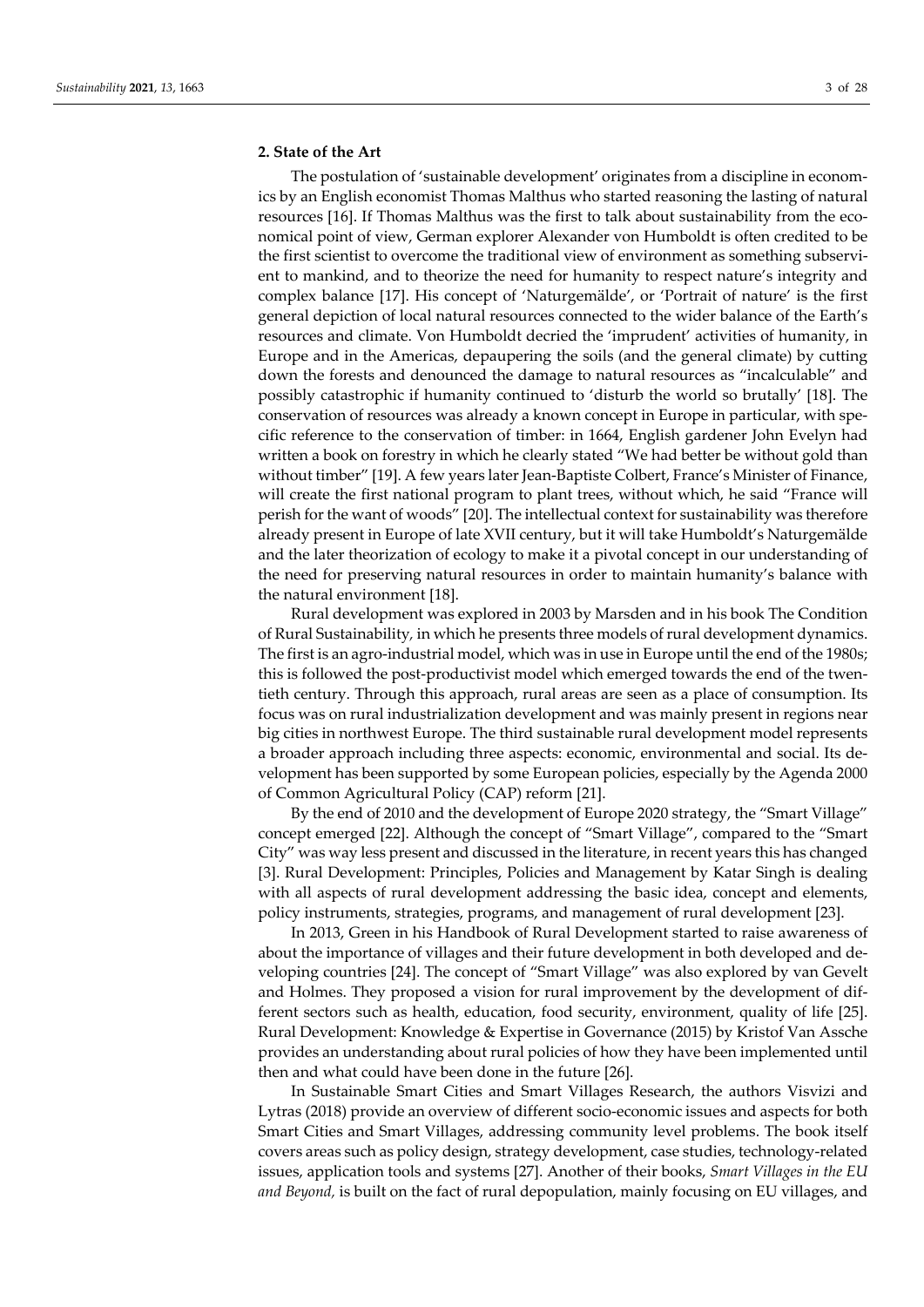## 2. State of the Art

The postulation of 'sustainable development' originates from a discipline in economics by an English economist Thomas Malthus who started reasoning the lasting of natural resources [16]. If Thomas Malthus was the first to talk about sustainability from the economical point of view, German explorer Alexander von Humboldt is often credited to be the first scientist to overcome the traditional view of environment as something subservient to mankind, and to theorize the need for humanity to respect nature's integrity and complex balance [17]. His concept of 'Naturgemälde', or 'Portrait of nature' is the first general depiction of local natural resources connected to the wider balance of the Earth's resources and climate. Von Humboldt decried the 'imprudent' activities of humanity, in Europe and in the Americas, depaupering the soils (and the general climate) by cutting down the forests and denounced the damage to natural resources as "incalculable" and possibly catastrophic if humanity continued to 'disturb the world so brutally' [18]. The conservation of resources was already a known concept in Europe in particular, with specific reference to the conservation of timber: in 1664, English gardener John Evelyn had written a book on forestry in which he clearly stated "We had better be without gold than without timber" [19]. A few years later Jean-Baptiste Colbert, France's Minister of Finance, will create the first national program to plant trees, without which, he said "France will perish for the want of woods" [20]. The intellectual context for sustainability was therefore already present in Europe of late XVII century, but it will take Humboldt's Naturgemälde and the later theorization of ecology to make it a pivotal concept in our understanding of the need for preserving natural resources in order to maintain humanity's balance with the natural environment [18].

Rural development was explored in 2003 by Marsden and in his book The Condition of Rural Sustainability, in which he presents three models of rural development dynamics. The first is an agro-industrial model, which was in use in Europe until the end of the 1980s; this is followed the post-productivist model which emerged towards the end of the twentieth century. Through this approach, rural areas are seen as a place of consumption. Its focus was on rural industrialization development and was mainly present in regions near big cities in northwest Europe. The third sustainable rural development model represents a broader approach including three aspects: economic, environmental and social. Its development has been supported by some European policies, especially by the Agenda 2000 of Common Agricultural Policy (CAP) reform [21].

By the end of 2010 and the development of Europe 2020 strategy, the "Smart Village" concept emerged [22]. Although the concept of "Smart Village", compared to the "Smart City" was way less present and discussed in the literature, in recent years this has changed [3]. Rural Development: Principles, Policies and Management by Katar Singh is dealing with all aspects of rural development addressing the basic idea, concept and elements, policy instruments, strategies, programs, and management of rural development [23].

In 2013, Green in his Handbook of Rural Development started to raise awareness of about the importance of villages and their future development in both developed and developing countries [24]. The concept of "Smart Village" was also explored by van Gevelt and Holmes. They proposed a vision for rural improvement by the development of different sectors such as health, education, food security, environment, quality of life [25]. Rural Development: Knowledge & Expertise in Governance (2015) by Kristof Van Assche provides an understanding about rural policies of how they have been implemented until then and what could have been done in the future [26].

In Sustainable Smart Cities and Smart Villages Research, the authors Visvizi and Lytras (2018) provide an overview of different socio-economic issues and aspects for both Smart Cities and Smart Villages, addressing community level problems. The book itself covers areas such as policy design, strategy development, case studies, technology-related issues, application tools and systems [27]. Another of their books, *Smart Villages in the EU and Beyond,* is built on the fact of rural depopulation, mainly focusing on EU villages, and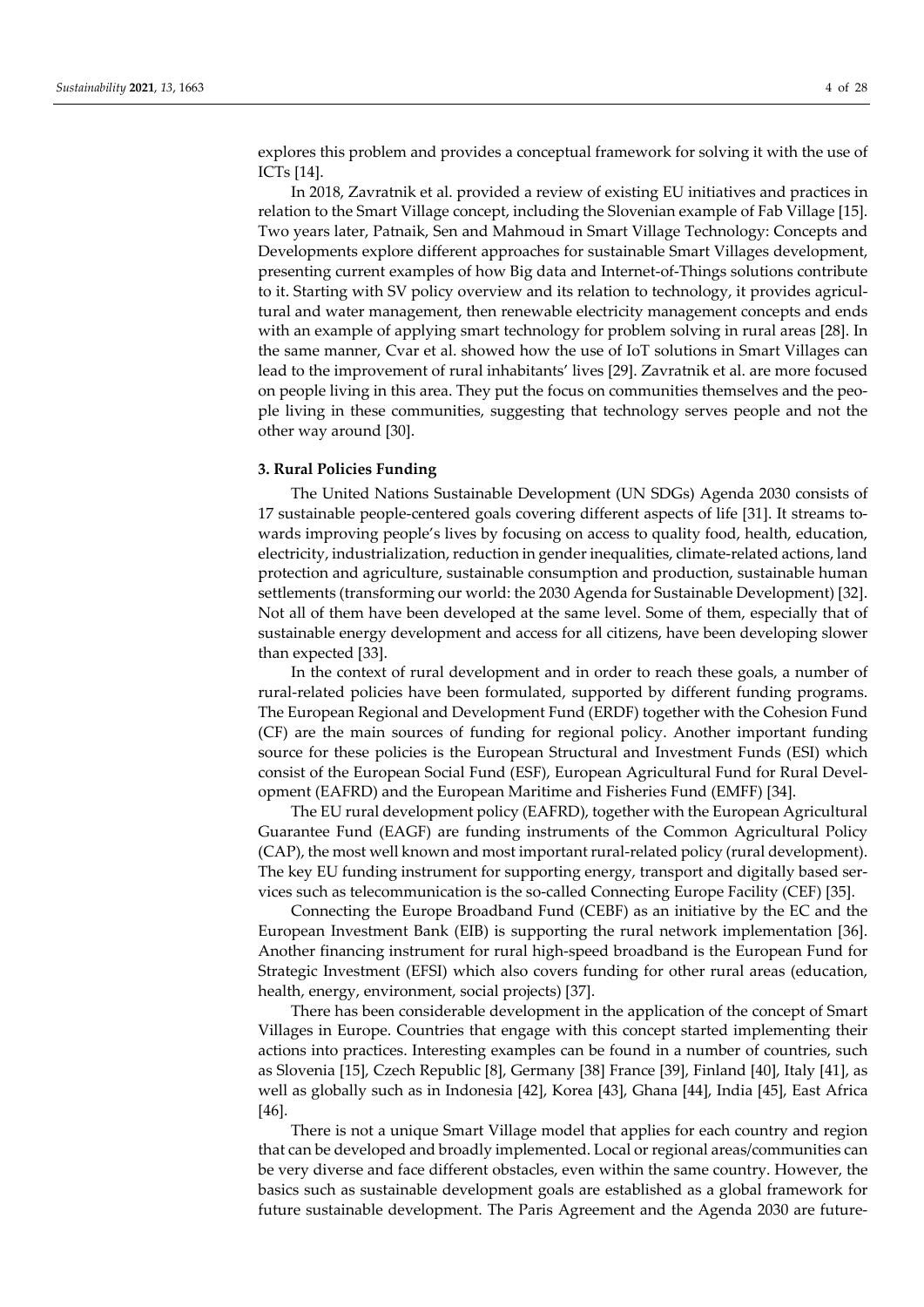explores this problem and provides a conceptual framework for solving it with the use of ICTs [14].

In 2018, Zavratnik et al. provided a review of existing EU initiatives and practices in relation to the Smart Village concept, including the Slovenian example of Fab Village [15]. Two years later, Patnaik, Sen and Mahmoud in Smart Village Technology: Concepts and Developments explore different approaches for sustainable Smart Villages development, presenting current examples of how Big data and Internet-of-Things solutions contribute to it. Starting with SV policy overview and its relation to technology, it provides agricultural and water management, then renewable electricity management concepts and ends with an example of applying smart technology for problem solving in rural areas [28]. In the same manner, Cvar et al. showed how the use of IoT solutions in Smart Villages can lead to the improvement of rural inhabitants' lives [29]. Zavratnik et al. are more focused on people living in this area. They put the focus on communities themselves and the people living in these communities, suggesting that technology serves people and not the other way around [30].

## 3. Rural Policies Funding

The United Nations Sustainable Development (UN SDGs) Agenda 2030 consists of 17 sustainable people-centered goals covering different aspects of life [31]. It streams towards improving people's lives by focusing on access to quality food, health, education, electricity, industrialization, reduction in gender inequalities, climate-related actions, land protection and agriculture, sustainable consumption and production, sustainable human settlements (transforming our world: the 2030 Agenda for Sustainable Development) [32]. Not all of them have been developed at the same level. Some of them, especially that of sustainable energy development and access for all citizens, have been developing slower than expected [33].

In the context of rural development and in order to reach these goals, a number of rural-related policies have been formulated, supported by different funding programs. The European Regional and Development Fund (ERDF) together with the Cohesion Fund (CF) are the main sources of funding for regional policy. Another important funding source for these policies is the European Structural and Investment Funds (ESI) which consist of the European Social Fund (ESF), European Agricultural Fund for Rural Development (EAFRD) and the European Maritime and Fisheries Fund (EMFF) [34].

The EU rural development policy (EAFRD), together with the European Agricultural Guarantee Fund (EAGF) are funding instruments of the Common Agricultural Policy (CAP), the most well known and most important rural-related policy (rural development). The key EU funding instrument for supporting energy, transport and digitally based services such as telecommunication is the so-called Connecting Europe Facility (CEF) [35].

Connecting the Europe Broadband Fund (CEBF) as an initiative by the EC and the European Investment Bank (EIB) is supporting the rural network implementation [36]. Another financing instrument for rural high-speed broadband is the European Fund for Strategic Investment (EFSI) which also covers funding for other rural areas (education, health, energy, environment, social projects) [37].

There has been considerable development in the application of the concept of Smart Villages in Europe. Countries that engage with this concept started implementing their actions into practices. Interesting examples can be found in a number of countries, such as Slovenia [15], Czech Republic [8], Germany [38] France [39], Finland [40], Italy [41], as well as globally such as in Indonesia [42], Korea [43], Ghana [44], India [45], East Africa [46].

There is not a unique Smart Village model that applies for each country and region that can be developed and broadly implemented. Local or regional areas/communities can be very diverse and face different obstacles, even within the same country. However, the basics such as sustainable development goals are established as a global framework for future sustainable development. The Paris Agreement and the Agenda 2030 are future-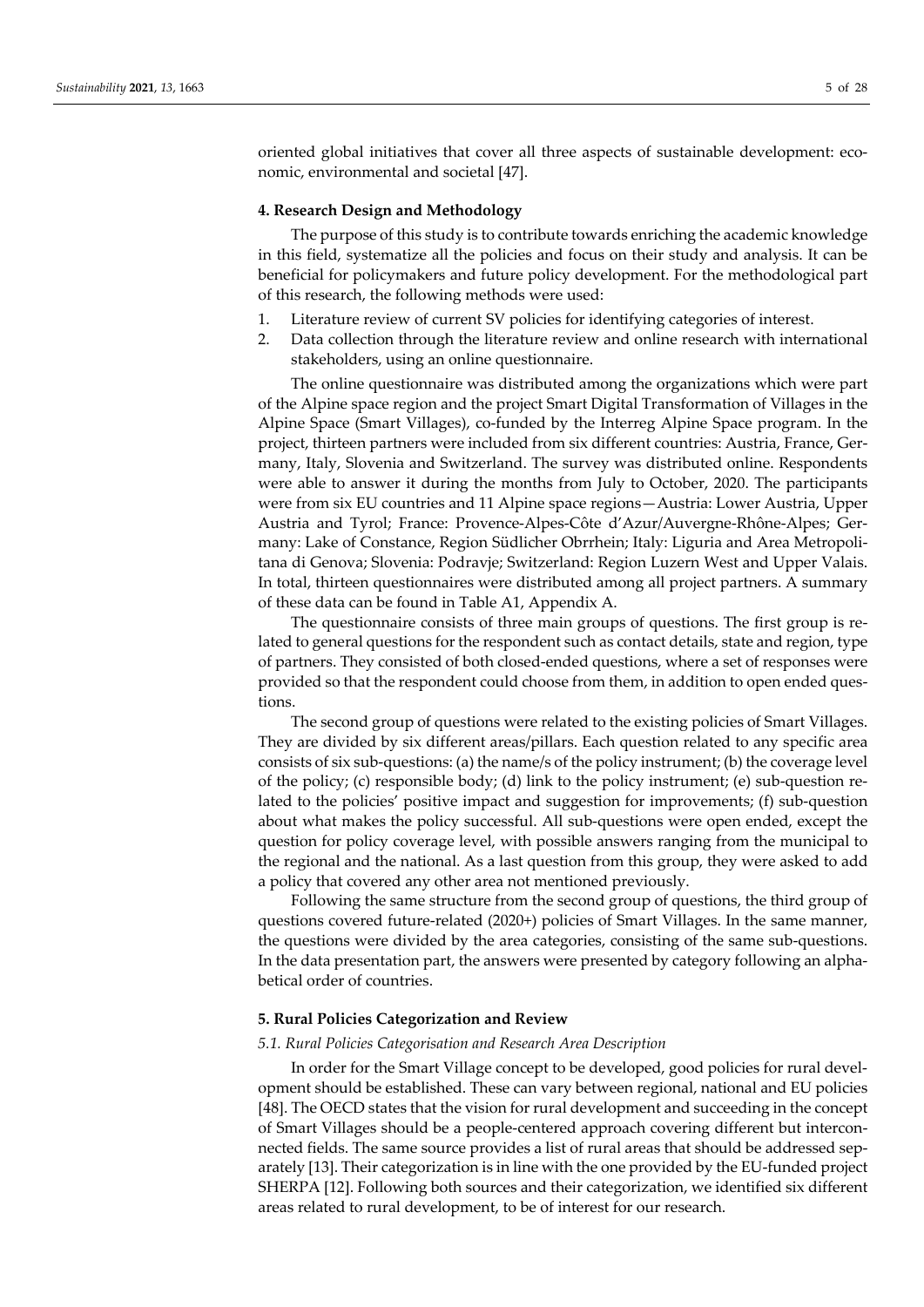oriented global initiatives that cover all three aspects of sustainable development: economic, environmental and societal [47].

## 4. Research Design and Methodology

The purpose of this study is to contribute towards enriching the academic knowledge in this field, systematize all the policies and focus on their study and analysis. It can be beneficial for policymakers and future policy development. For the methodological part of this research, the following methods were used:

1. Literature review of current SV policies for identifying categories of interest.
2. Data collection through the literature review and online research with international stakeholders, using an online questionnaire.

The online questionnaire was distributed among the organizations which were part of the Alpine space region and the project Smart Digital Transformation of Villages in the Alpine Space (Smart Villages), co-funded by the Interreg Alpine Space program. In the project, thirteen partners were included from six different countries: Austria, France, Germany, Italy, Slovenia and Switzerland. The survey was distributed online. Respondents were able to answer it during the months from July to October, 2020. The participants were from six EU countries and 11 Alpine space regions—Austria: Lower Austria, Upper Austria and Tyrol; France: Provence-Alpes-Côte d'Azur/Auvergne-Rhône-Alpes; Germany: Lake of Constance, Region Südlicher Obrrhein; Italy: Liguria and Area Metropolitana di Genova; Slovenia: Podravje; Switzerland: Region Luzern West and Upper Valais. In total, thirteen questionnaires were distributed among all project partners. A summary of these data can be found in Table A1, Appendix A.

The questionnaire consists of three main groups of questions. The first group is related to general questions for the respondent such as contact details, state and region, type of partners. They consisted of both closed-ended questions, where a set of responses were provided so that the respondent could choose from them, in addition to open ended questions.

The second group of questions were related to the existing policies of Smart Villages. They are divided by six different areas/pillars. Each question related to any specific area consists of six sub-questions: (a) the name/s of the policy instrument; (b) the coverage level of the policy; (c) responsible body; (d) link to the policy instrument; (e) sub-question related to the policies' positive impact and suggestion for improvements; (f) sub-question about what makes the policy successful. All sub-questions were open ended, except the question for policy coverage level, with possible answers ranging from the municipal to the regional and the national. As a last question from this group, they were asked to add a policy that covered any other area not mentioned previously.

Following the same structure from the second group of questions, the third group of questions covered future-related (2020+) policies of Smart Villages. In the same manner, the questions were divided by the area categories, consisting of the same sub-questions. In the data presentation part, the answers were presented by category following an alphabetical order of countries.

## 5. Rural Policies Categorization and Review

### *5.1. Rural Policies Categorisation and Research Area Description*

In order for the Smart Village concept to be developed, good policies for rural development should be established. These can vary between regional, national and EU policies [48]. The OECD states that the vision for rural development and succeeding in the concept of Smart Villages should be a people-centered approach covering different but interconnected fields. The same source provides a list of rural areas that should be addressed separately [13]. Their categorization is in line with the one provided by the EU-funded project SHERPA [12]. Following both sources and their categorization, we identified six different areas related to rural development, to be of interest for our research.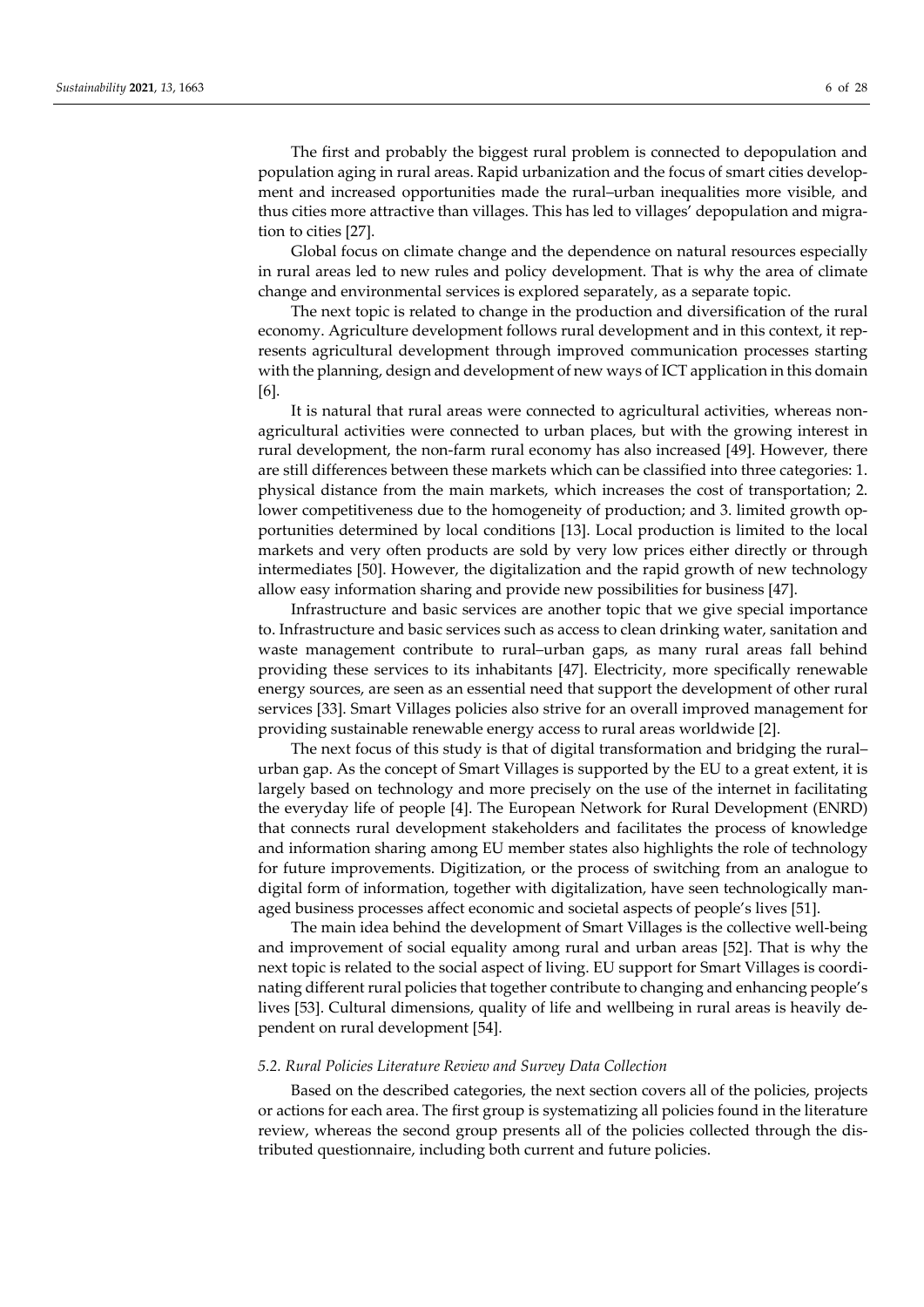The first and probably the biggest rural problem is connected to depopulation and population aging in rural areas. Rapid urbanization and the focus of smart cities development and increased opportunities made the rural–urban inequalities more visible, and thus cities more attractive than villages. This has led to villages' depopulation and migration to cities [27].

Global focus on climate change and the dependence on natural resources especially in rural areas led to new rules and policy development. That is why the area of climate change and environmental services is explored separately, as a separate topic.

The next topic is related to change in the production and diversification of the rural economy. Agriculture development follows rural development and in this context, it represents agricultural development through improved communication processes starting with the planning, design and development of new ways of ICT application in this domain [6].

It is natural that rural areas were connected to agricultural activities, whereas non-agricultural activities were connected to urban places, but with the growing interest in rural development, the non-farm rural economy has also increased [49]. However, there are still differences between these markets which can be classified into three categories: 1. physical distance from the main markets, which increases the cost of transportation; 2. lower competitiveness due to the homogeneity of production; and 3. limited growth opportunities determined by local conditions [13]. Local production is limited to the local markets and very often products are sold by very low prices either directly or through intermediates [50]. However, the digitalization and the rapid growth of new technology allow easy information sharing and provide new possibilities for business [47].

Infrastructure and basic services are another topic that we give special importance to. Infrastructure and basic services such as access to clean drinking water, sanitation and waste management contribute to rural–urban gaps, as many rural areas fall behind providing these services to its inhabitants [47]. Electricity, more specifically renewable energy sources, are seen as an essential need that support the development of other rural services [33]. Smart Villages policies also strive for an overall improved management for providing sustainable renewable energy access to rural areas worldwide [2].

The next focus of this study is that of digital transformation and bridging the rural–urban gap. As the concept of Smart Villages is supported by the EU to a great extent, it is largely based on technology and more precisely on the use of the internet in facilitating the everyday life of people [4]. The European Network for Rural Development (ENRD) that connects rural development stakeholders and facilitates the process of knowledge and information sharing among EU member states also highlights the role of technology for future improvements. Digitization, or the process of switching from an analogue to digital form of information, together with digitalization, have seen technologically managed business processes affect economic and societal aspects of people's lives [51].

The main idea behind the development of Smart Villages is the collective well-being and improvement of social equality among rural and urban areas [52]. That is why the next topic is related to the social aspect of living. EU support for Smart Villages is coordinating different rural policies that together contribute to changing and enhancing people's lives [53]. Cultural dimensions, quality of life and wellbeing in rural areas is heavily dependent on rural development [54].

### *5.2. Rural Policies Literature Review and Survey Data Collection*

Based on the described categories, the next section covers all of the policies, projects or actions for each area. The first group is systematizing all policies found in the literature review, whereas the second group presents all of the policies collected through the distributed questionnaire, including both current and future policies.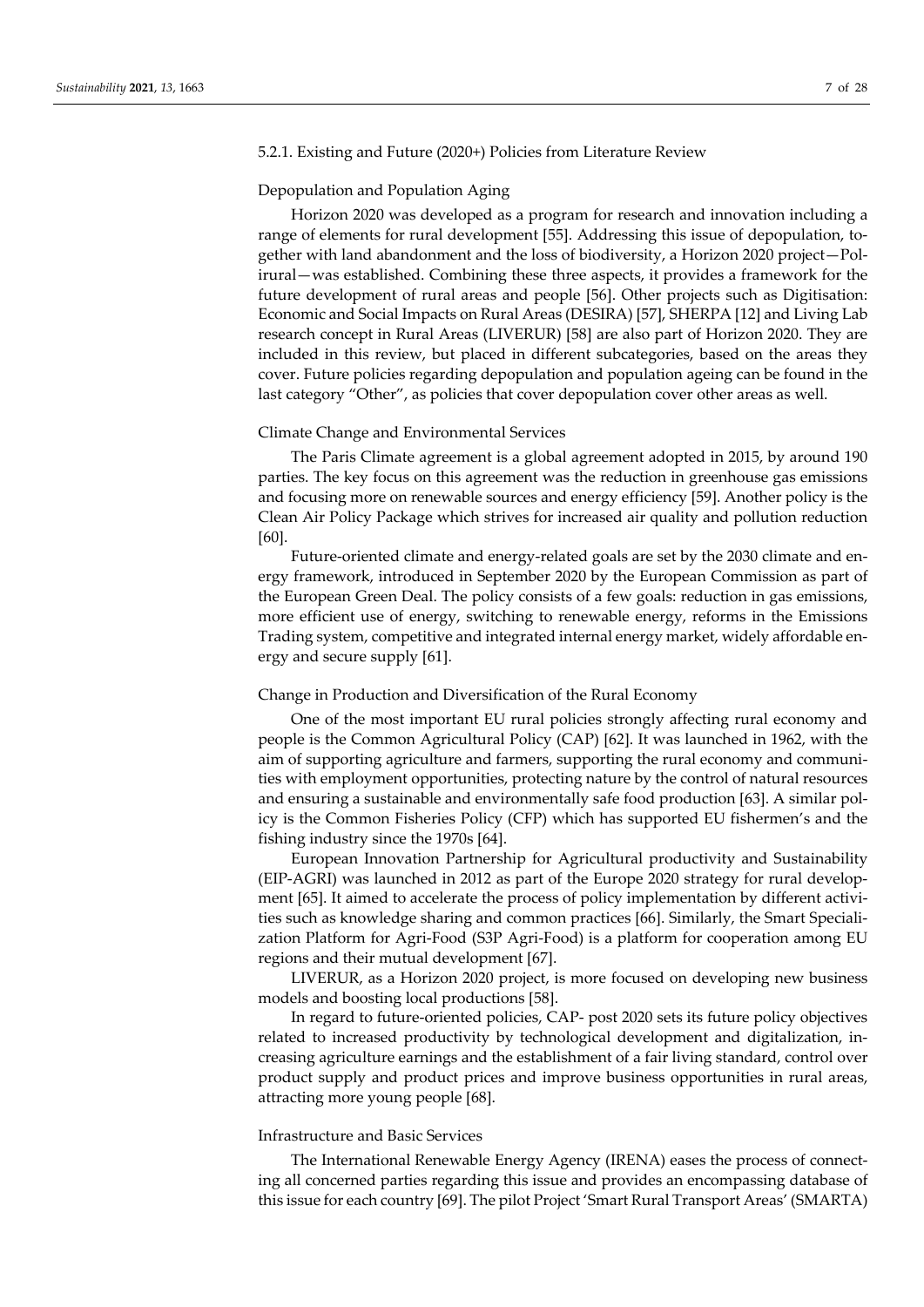#### 5.2.1. Existing and Future (2020+) Policies from Literature Review

##### Depopulation and Population Aging

Horizon 2020 was developed as a program for research and innovation including a range of elements for rural development [55]. Addressing this issue of depopulation, together with land abandonment and the loss of biodiversity, a Horizon 2020 project—Polirural—was established. Combining these three aspects, it provides a framework for the future development of rural areas and people [56]. Other projects such as Digitisation: Economic and Social Impacts on Rural Areas (DESIRA) [57], SHERPA [12] and Living Lab research concept in Rural Areas (LIVERUR) [58] are also part of Horizon 2020. They are included in this review, but placed in different subcategories, based on the areas they cover. Future policies regarding depopulation and population ageing can be found in the last category "Other", as policies that cover depopulation cover other areas as well.

##### Climate Change and Environmental Services

The Paris Climate agreement is a global agreement adopted in 2015, by around 190 parties. The key focus on this agreement was the reduction in greenhouse gas emissions and focusing more on renewable sources and energy efficiency [59]. Another policy is the Clean Air Policy Package which strives for increased air quality and pollution reduction [60].

Future-oriented climate and energy-related goals are set by the 2030 climate and energy framework, introduced in September 2020 by the European Commission as part of the European Green Deal. The policy consists of a few goals: reduction in gas emissions, more efficient use of energy, switching to renewable energy, reforms in the Emissions Trading system, competitive and integrated internal energy market, widely affordable energy and secure supply [61].

##### Change in Production and Diversification of the Rural Economy

One of the most important EU rural policies strongly affecting rural economy and people is the Common Agricultural Policy (CAP) [62]. It was launched in 1962, with the aim of supporting agriculture and farmers, supporting the rural economy and communities with employment opportunities, protecting nature by the control of natural resources and ensuring a sustainable and environmentally safe food production [63]. A similar policy is the Common Fisheries Policy (CFP) which has supported EU fishermen's and the fishing industry since the 1970s [64].

European Innovation Partnership for Agricultural productivity and Sustainability (EIP-AGRI) was launched in 2012 as part of the Europe 2020 strategy for rural development [65]. It aimed to accelerate the process of policy implementation by different activities such as knowledge sharing and common practices [66]. Similarly, the Smart Specialization Platform for Agri-Food (S3P Agri-Food) is a platform for cooperation among EU regions and their mutual development [67].

LIVERUR, as a Horizon 2020 project, is more focused on developing new business models and boosting local productions [58].

In regard to future-oriented policies, CAP- post 2020 sets its future policy objectives related to increased productivity by technological development and digitalization, increasing agriculture earnings and the establishment of a fair living standard, control over product supply and product prices and improve business opportunities in rural areas, attracting more young people [68].

##### Infrastructure and Basic Services

The International Renewable Energy Agency (IRENA) eases the process of connecting all concerned parties regarding this issue and provides an encompassing database of this issue for each country [69]. The pilot Project 'Smart Rural Transport Areas' (SMARTA)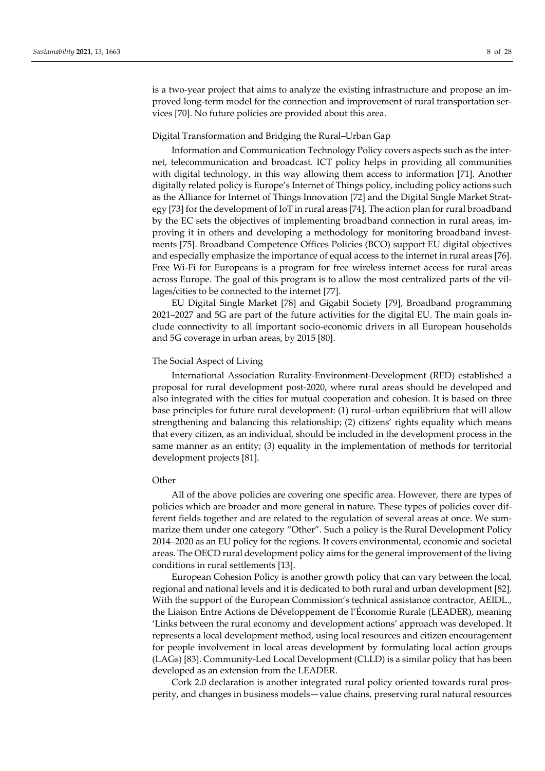is a two-year project that aims to analyze the existing infrastructure and propose an improved long-term model for the connection and improvement of rural transportation services [70]. No future policies are provided about this area.

Digital Transformation and Bridging the Rural–Urban Gap

Information and Communication Technology Policy covers aspects such as the internet, telecommunication and broadcast. ICT policy helps in providing all communities with digital technology, in this way allowing them access to information [71]. Another digitally related policy is Europe's Internet of Things policy, including policy actions such as the Alliance for Internet of Things Innovation [72] and the Digital Single Market Strategy [73] for the development of IoT in rural areas [74]. The action plan for rural broadband by the EC sets the objectives of implementing broadband connection in rural areas, improving it in others and developing a methodology for monitoring broadband investments [75]. Broadband Competence Offices Policies (BCO) support EU digital objectives and especially emphasize the importance of equal access to the internet in rural areas [76]. Free Wi-Fi for Europeans is a program for free wireless internet access for rural areas across Europe. The goal of this program is to allow the most centralized parts of the villages/cities to be connected to the internet [77].

EU Digital Single Market [78] and Gigabit Society [79], Broadband programming 2021–2027 and 5G are part of the future activities for the digital EU. The main goals include connectivity to all important socio-economic drivers in all European households and 5G coverage in urban areas, by 2015 [80].

The Social Aspect of Living

International Association Rurality-Environment-Development (RED) established a proposal for rural development post-2020, where rural areas should be developed and also integrated with the cities for mutual cooperation and cohesion. It is based on three base principles for future rural development: (1) rural–urban equilibrium that will allow strengthening and balancing this relationship; (2) citizens' rights equality which means that every citizen, as an individual, should be included in the development process in the same manner as an entity; (3) equality in the implementation of methods for territorial development projects [81].

Other

All of the above policies are covering one specific area. However, there are types of policies which are broader and more general in nature. These types of policies cover different fields together and are related to the regulation of several areas at once. We summarize them under one category "Other". Such a policy is the Rural Development Policy 2014–2020 as an EU policy for the regions. It covers environmental, economic and societal areas. The OECD rural development policy aims for the general improvement of the living conditions in rural settlements [13].

European Cohesion Policy is another growth policy that can vary between the local, regional and national levels and it is dedicated to both rural and urban development [82]. With the support of the European Commission's technical assistance contractor, AEIDL., the Liaison Entre Actions de Développement de l'Économie Rurale (LEADER), meaning 'Links between the rural economy and development actions' approach was developed. It represents a local development method, using local resources and citizen encouragement for people involvement in local areas development by formulating local action groups (LAGs) [83]. Community-Led Local Development (CLLD) is a similar policy that has been developed as an extension from the LEADER.

Cork 2.0 declaration is another integrated rural policy oriented towards rural prosperity, and changes in business models—value chains, preserving rural natural resources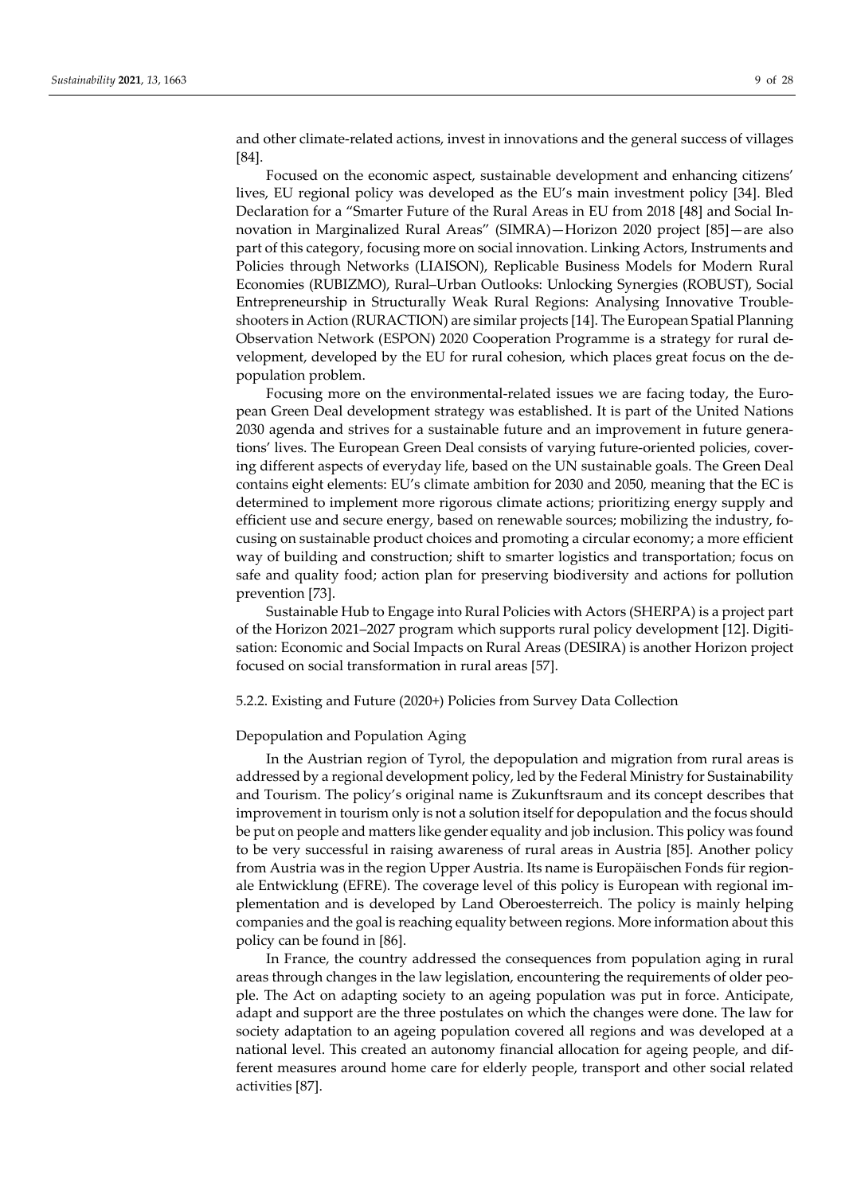and other climate-related actions, invest in innovations and the general success of villages [84].

Focused on the economic aspect, sustainable development and enhancing citizens' lives, EU regional policy was developed as the EU's main investment policy [34]. Bled Declaration for a "Smarter Future of the Rural Areas in EU from 2018 [48] and Social Innovation in Marginalized Rural Areas" (SIMRA)—Horizon 2020 project [85]—are also part of this category, focusing more on social innovation. Linking Actors, Instruments and Policies through Networks (LIAISON), Replicable Business Models for Modern Rural Economies (RUBIZMO), Rural–Urban Outlooks: Unlocking Synergies (ROBUST), Social Entrepreneurship in Structurally Weak Rural Regions: Analysing Innovative Troubleshooters in Action (RURACTION) are similar projects [14]. The European Spatial Planning Observation Network (ESPON) 2020 Cooperation Programme is a strategy for rural development, developed by the EU for rural cohesion, which places great focus on the depopulation problem.

Focusing more on the environmental-related issues we are facing today, the European Green Deal development strategy was established. It is part of the United Nations 2030 agenda and strives for a sustainable future and an improvement in future generations' lives. The European Green Deal consists of varying future-oriented policies, covering different aspects of everyday life, based on the UN sustainable goals. The Green Deal contains eight elements: EU's climate ambition for 2030 and 2050, meaning that the EC is determined to implement more rigorous climate actions; prioritizing energy supply and efficient use and secure energy, based on renewable sources; mobilizing the industry, focusing on sustainable product choices and promoting a circular economy; a more efficient way of building and construction; shift to smarter logistics and transportation; focus on safe and quality food; action plan for preserving biodiversity and actions for pollution prevention [73].

Sustainable Hub to Engage into Rural Policies with Actors (SHERPA) is a project part of the Horizon 2021–2027 program which supports rural policy development [12]. Digitisation: Economic and Social Impacts on Rural Areas (DESIRA) is another Horizon project focused on social transformation in rural areas [57].

#### 5.2.2. Existing and Future (2020+) Policies from Survey Data Collection

##### Depopulation and Population Aging

In the Austrian region of Tyrol, the depopulation and migration from rural areas is addressed by a regional development policy, led by the Federal Ministry for Sustainability and Tourism. The policy's original name is Zukunftsraum and its concept describes that improvement in tourism only is not a solution itself for depopulation and the focus should be put on people and matters like gender equality and job inclusion. This policy was found to be very successful in raising awareness of rural areas in Austria [85]. Another policy from Austria was in the region Upper Austria. Its name is Europäischen Fonds für regionale Entwicklung (EFRE). The coverage level of this policy is European with regional implementation and is developed by Land Oberoesterreich. The policy is mainly helping companies and the goal is reaching equality between regions. More information about this policy can be found in [86].

In France, the country addressed the consequences from population aging in rural areas through changes in the law legislation, encountering the requirements of older people. The Act on adapting society to an ageing population was put in force. Anticipate, adapt and support are the three postulates on which the changes were done. The law for society adaptation to an ageing population covered all regions and was developed at a national level. This created an autonomy financial allocation for ageing people, and different measures around home care for elderly people, transport and other social related activities [87].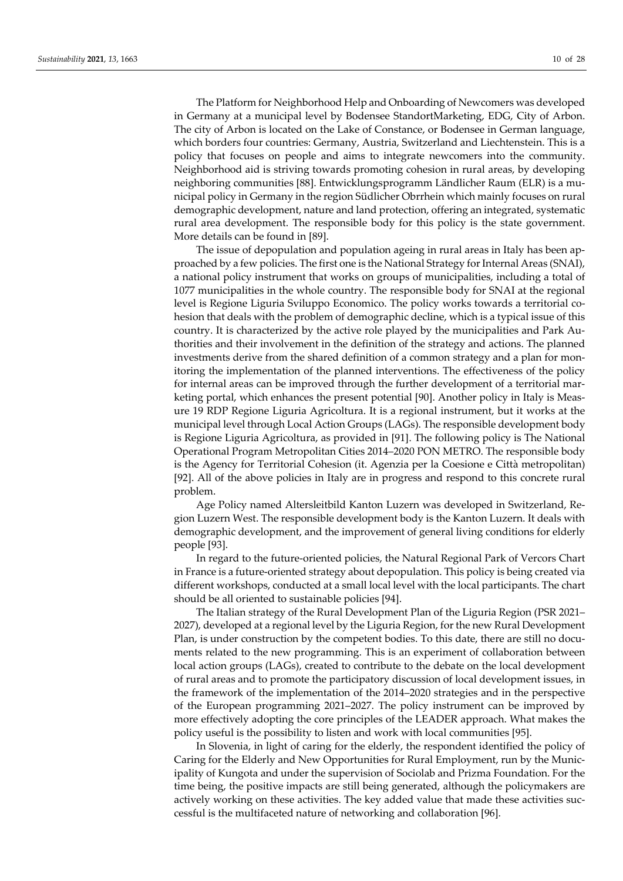The Platform for Neighborhood Help and Onboarding of Newcomers was developed in Germany at a municipal level by Bodensee StandortMarketing, EDG, City of Arbon. The city of Arbon is located on the Lake of Constance, or Bodensee in German language, which borders four countries: Germany, Austria, Switzerland and Liechtenstein. This is a policy that focuses on people and aims to integrate newcomers into the community. Neighborhood aid is striving towards promoting cohesion in rural areas, by developing neighboring communities [88]. Entwicklungsprogramm Ländlicher Raum (ELR) is a municipal policy in Germany in the region Südlicher Obrrhein which mainly focuses on rural demographic development, nature and land protection, offering an integrated, systematic rural area development. The responsible body for this policy is the state government. More details can be found in [89].

The issue of depopulation and population ageing in rural areas in Italy has been approached by a few policies. The first one is the National Strategy for Internal Areas (SNAI), a national policy instrument that works on groups of municipalities, including a total of 1077 municipalities in the whole country. The responsible body for SNAI at the regional level is Regione Liguria Sviluppo Economico. The policy works towards a territorial cohesion that deals with the problem of demographic decline, which is a typical issue of this country. It is characterized by the active role played by the municipalities and Park Authorities and their involvement in the definition of the strategy and actions. The planned investments derive from the shared definition of a common strategy and a plan for monitoring the implementation of the planned interventions. The effectiveness of the policy for internal areas can be improved through the further development of a territorial marketing portal, which enhances the present potential [90]. Another policy in Italy is Measure 19 RDP Regione Liguria Agricoltura. It is a regional instrument, but it works at the municipal level through Local Action Groups (LAGs). The responsible development body is Regione Liguria Agricoltura, as provided in [91]. The following policy is The National Operational Program Metropolitan Cities 2014–2020 PON METRO. The responsible body is the Agency for Territorial Cohesion (it. Agenzia per la Coesione e Città metropolitan) [92]. All of the above policies in Italy are in progress and respond to this concrete rural problem.

Age Policy named Altersleitbild Kanton Luzern was developed in Switzerland, Region Luzern West. The responsible development body is the Kanton Luzern. It deals with demographic development, and the improvement of general living conditions for elderly people [93].

In regard to the future-oriented policies, the Natural Regional Park of Vercors Chart in France is a future-oriented strategy about depopulation. This policy is being created via different workshops, conducted at a small local level with the local participants. The chart should be all oriented to sustainable policies [94].

The Italian strategy of the Rural Development Plan of the Liguria Region (PSR 2021–2027), developed at a regional level by the Liguria Region, for the new Rural Development Plan, is under construction by the competent bodies. To this date, there are still no documents related to the new programming. This is an experiment of collaboration between local action groups (LAGs), created to contribute to the debate on the local development of rural areas and to promote the participatory discussion of local development issues, in the framework of the implementation of the 2014–2020 strategies and in the perspective of the European programming 2021–2027. The policy instrument can be improved by more effectively adopting the core principles of the LEADER approach. What makes the policy useful is the possibility to listen and work with local communities [95].

In Slovenia, in light of caring for the elderly, the respondent identified the policy of Caring for the Elderly and New Opportunities for Rural Employment, run by the Municipality of Kungota and under the supervision of Sociolab and Prizma Foundation. For the time being, the positive impacts are still being generated, although the policymakers are actively working on these activities. The key added value that made these activities successful is the multifaceted nature of networking and collaboration [96].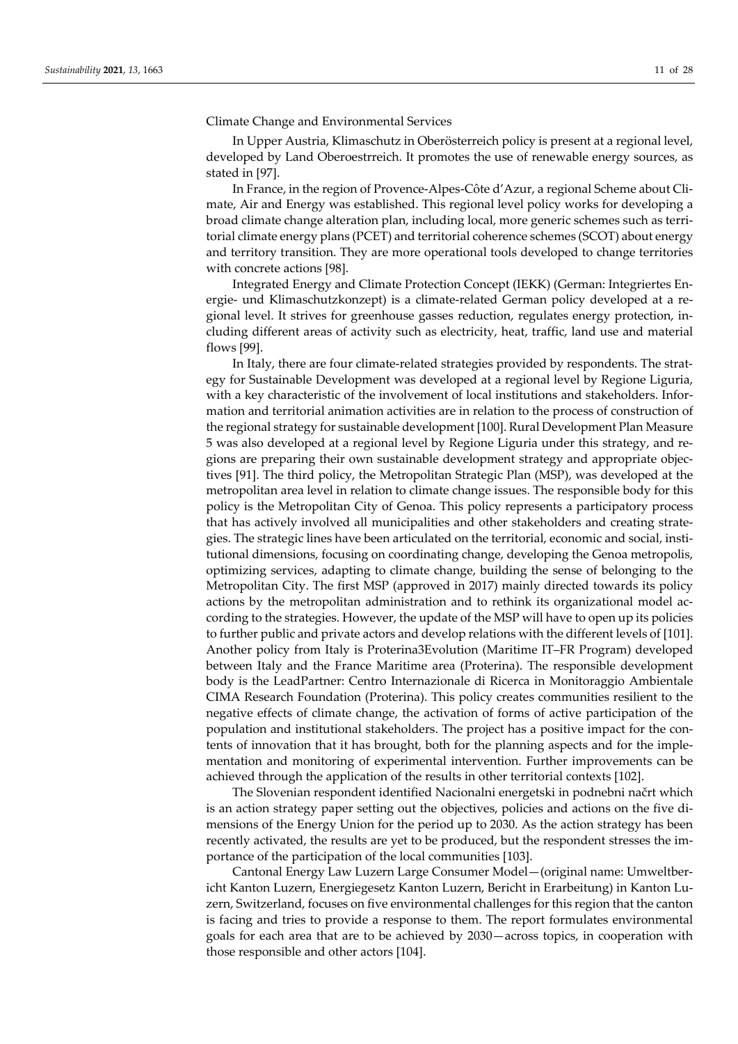Climate Change and Environmental Services

In Upper Austria, Klimaschutz in Oberösterreich policy is present at a regional level, developed by Land Oberoestrreich. It promotes the use of renewable energy sources, as stated in [97].

In France, in the region of Provence-Alpes-Côte d'Azur, a regional Scheme about Climate, Air and Energy was established. This regional level policy works for developing a broad climate change alteration plan, including local, more generic schemes such as territorial climate energy plans (PCET) and territorial coherence schemes (SCOT) about energy and territory transition. They are more operational tools developed to change territories with concrete actions [98].

Integrated Energy and Climate Protection Concept (IEKK) (German: Integriertes Energie- und Klimaschutzkonzept) is a climate-related German policy developed at a regional level. It strives for greenhouse gasses reduction, regulates energy protection, including different areas of activity such as electricity, heat, traffic, land use and material flows [99].

In Italy, there are four climate-related strategies provided by respondents. The strategy for Sustainable Development was developed at a regional level by Regione Liguria, with a key characteristic of the involvement of local institutions and stakeholders. Information and territorial animation activities are in relation to the process of construction of the regional strategy for sustainable development [100]. Rural Development Plan Measure 5 was also developed at a regional level by Regione Liguria under this strategy, and regions are preparing their own sustainable development strategy and appropriate objectives [91]. The third policy, the Metropolitan Strategic Plan (MSP), was developed at the metropolitan area level in relation to climate change issues. The responsible body for this policy is the Metropolitan City of Genoa. This policy represents a participatory process that has actively involved all municipalities and other stakeholders and creating strategies. The strategic lines have been articulated on the territorial, economic and social, institutional dimensions, focusing on coordinating change, developing the Genoa metropolis, optimizing services, adapting to climate change, building the sense of belonging to the Metropolitan City. The first MSP (approved in 2017) mainly directed towards its policy actions by the metropolitan administration and to rethink its organizational model according to the strategies. However, the update of the MSP will have to open up its policies to further public and private actors and develop relations with the different levels of [101]. Another policy from Italy is Proterina3Evolution (Maritime IT–FR Program) developed between Italy and the France Maritime area (Proterina). The responsible development body is the LeadPartner: Centro Internazionale di Ricerca in Monitoraggio Ambientale CIMA Research Foundation (Proterina). This policy creates communities resilient to the negative effects of climate change, the activation of forms of active participation of the population and institutional stakeholders. The project has a positive impact for the contents of innovation that it has brought, both for the planning aspects and for the implementation and monitoring of experimental intervention. Further improvements can be achieved through the application of the results in other territorial contexts [102].

The Slovenian respondent identified Nacionalni energetski in podnebni načrt which is an action strategy paper setting out the objectives, policies and actions on the five dimensions of the Energy Union for the period up to 2030. As the action strategy has been recently activated, the results are yet to be produced, but the respondent stresses the importance of the participation of the local communities [103].

Cantonal Energy Law Luzern Large Consumer Model—(original name: Umweltbericht Kanton Luzern, Energiegesetz Kanton Luzern, Bericht in Erarbeitung) in Kanton Luzern, Switzerland, focuses on five environmental challenges for this region that the canton is facing and tries to provide a response to them. The report formulates environmental goals for each area that are to be achieved by 2030—across topics, in cooperation with those responsible and other actors [104].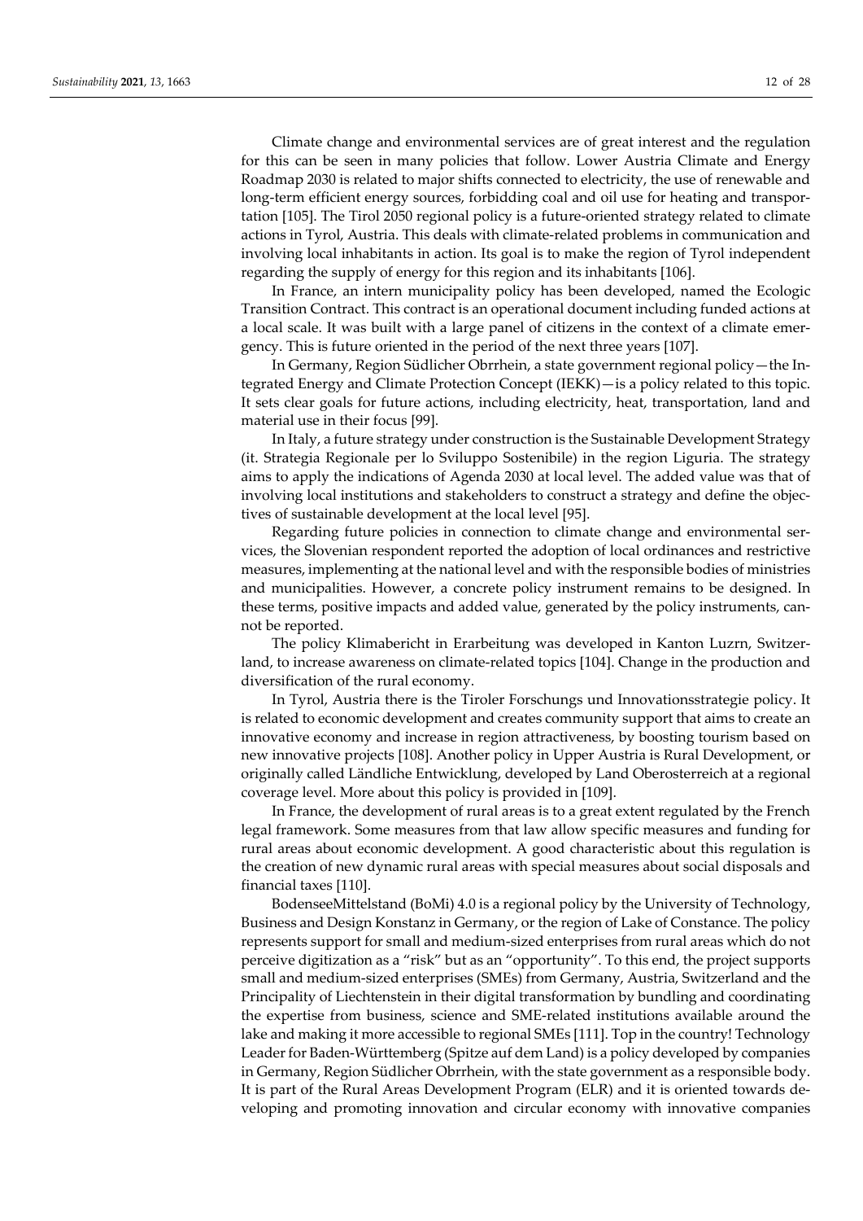Climate change and environmental services are of great interest and the regulation for this can be seen in many policies that follow. Lower Austria Climate and Energy Roadmap 2030 is related to major shifts connected to electricity, the use of renewable and long-term efficient energy sources, forbidding coal and oil use for heating and transportation [105]. The Tirol 2050 regional policy is a future-oriented strategy related to climate actions in Tyrol, Austria. This deals with climate-related problems in communication and involving local inhabitants in action. Its goal is to make the region of Tyrol independent regarding the supply of energy for this region and its inhabitants [106].

In France, an intern municipality policy has been developed, named the Ecologic Transition Contract. This contract is an operational document including funded actions at a local scale. It was built with a large panel of citizens in the context of a climate emergency. This is future oriented in the period of the next three years [107].

In Germany, Region Südlicher Obrrhein, a state government regional policy—the Integrated Energy and Climate Protection Concept (IEKK)—is a policy related to this topic. It sets clear goals for future actions, including electricity, heat, transportation, land and material use in their focus [99].

In Italy, a future strategy under construction is the Sustainable Development Strategy (it. Strategia Regionale per lo Sviluppo Sostenibile) in the region Liguria. The strategy aims to apply the indications of Agenda 2030 at local level. The added value was that of involving local institutions and stakeholders to construct a strategy and define the objectives of sustainable development at the local level [95].

Regarding future policies in connection to climate change and environmental services, the Slovenian respondent reported the adoption of local ordinances and restrictive measures, implementing at the national level and with the responsible bodies of ministries and municipalities. However, a concrete policy instrument remains to be designed. In these terms, positive impacts and added value, generated by the policy instruments, cannot be reported.

The policy Klimabericht in Erarbeitung was developed in Kanton Luzrn, Switzerland, to increase awareness on climate-related topics [104]. Change in the production and diversification of the rural economy.

In Tyrol, Austria there is the Tiroler Forschungs und Innovationsstrategie policy. It is related to economic development and creates community support that aims to create an innovative economy and increase in region attractiveness, by boosting tourism based on new innovative projects [108]. Another policy in Upper Austria is Rural Development, or originally called Ländliche Entwicklung, developed by Land Oberosterreich at a regional coverage level. More about this policy is provided in [109].

In France, the development of rural areas is to a great extent regulated by the French legal framework. Some measures from that law allow specific measures and funding for rural areas about economic development. A good characteristic about this regulation is the creation of new dynamic rural areas with special measures about social disposals and financial taxes [110].

BodenseeMittelstand (BoMi) 4.0 is a regional policy by the University of Technology, Business and Design Konstanz in Germany, or the region of Lake of Constance. The policy represents support for small and medium-sized enterprises from rural areas which do not perceive digitization as a "risk" but as an "opportunity". To this end, the project supports small and medium-sized enterprises (SMEs) from Germany, Austria, Switzerland and the Principality of Liechtenstein in their digital transformation by bundling and coordinating the expertise from business, science and SME-related institutions available around the lake and making it more accessible to regional SMEs [111]. Top in the country! Technology Leader for Baden-Württemberg (Spitze auf dem Land) is a policy developed by companies in Germany, Region Südlicher Obrrhein, with the state government as a responsible body. It is part of the Rural Areas Development Program (ELR) and it is oriented towards developing and promoting innovation and circular economy with innovative companies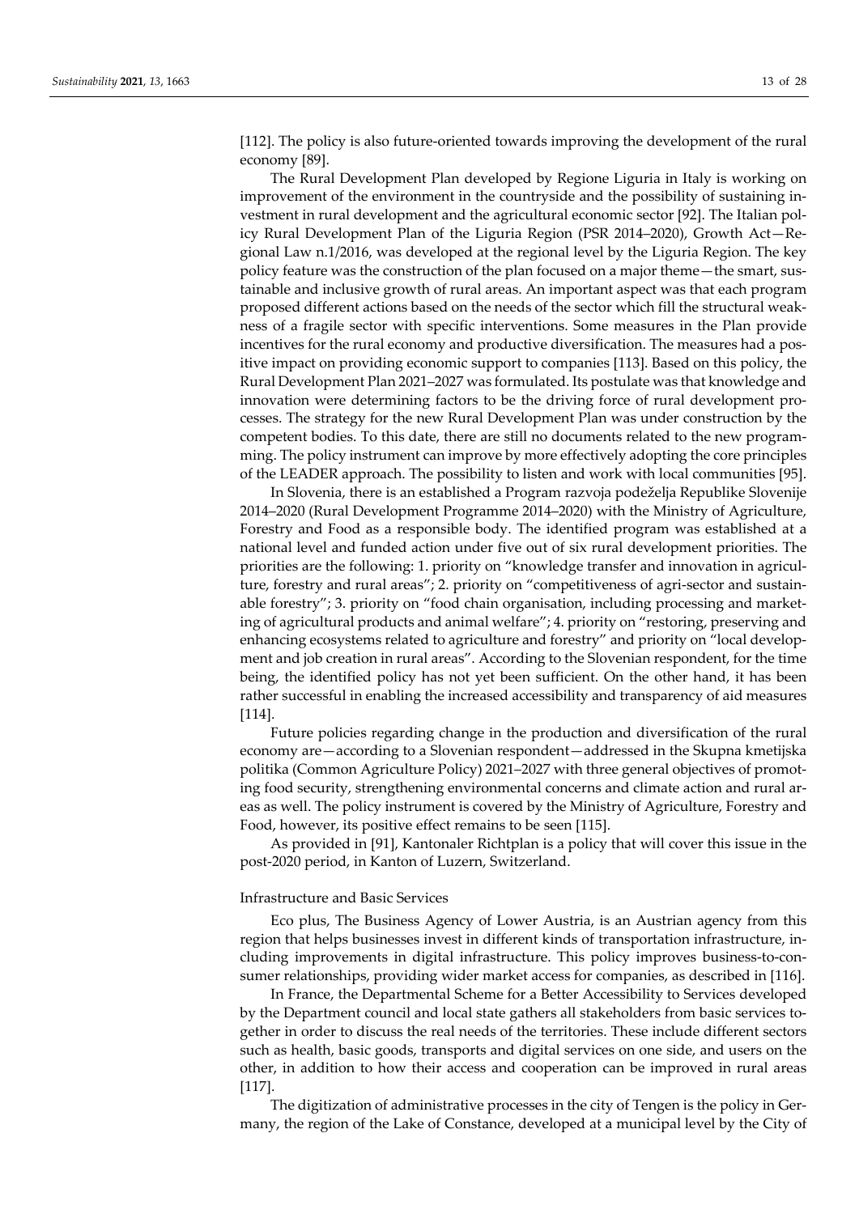[112]. The policy is also future-oriented towards improving the development of the rural economy [89].

The Rural Development Plan developed by Regione Liguria in Italy is working on improvement of the environment in the countryside and the possibility of sustaining investment in rural development and the agricultural economic sector [92]. The Italian policy Rural Development Plan of the Liguria Region (PSR 2014–2020), Growth Act—Regional Law n.1/2016, was developed at the regional level by the Liguria Region. The key policy feature was the construction of the plan focused on a major theme—the smart, sustainable and inclusive growth of rural areas. An important aspect was that each program proposed different actions based on the needs of the sector which fill the structural weakness of a fragile sector with specific interventions. Some measures in the Plan provide incentives for the rural economy and productive diversification. The measures had a positive impact on providing economic support to companies [113]. Based on this policy, the Rural Development Plan 2021–2027 was formulated. Its postulate was that knowledge and innovation were determining factors to be the driving force of rural development processes. The strategy for the new Rural Development Plan was under construction by the competent bodies. To this date, there are still no documents related to the new programming. The policy instrument can improve by more effectively adopting the core principles of the LEADER approach. The possibility to listen and work with local communities [95].

In Slovenia, there is an established a Program razvoja podeželja Republike Slovenije 2014–2020 (Rural Development Programme 2014–2020) with the Ministry of Agriculture, Forestry and Food as a responsible body. The identified program was established at a national level and funded action under five out of six rural development priorities. The priorities are the following: 1. priority on "knowledge transfer and innovation in agriculture, forestry and rural areas"; 2. priority on "competitiveness of agri-sector and sustainable forestry"; 3. priority on "food chain organisation, including processing and marketing of agricultural products and animal welfare"; 4. priority on "restoring, preserving and enhancing ecosystems related to agriculture and forestry" and priority on "local development and job creation in rural areas". According to the Slovenian respondent, for the time being, the identified policy has not yet been sufficient. On the other hand, it has been rather successful in enabling the increased accessibility and transparency of aid measures [114].

Future policies regarding change in the production and diversification of the rural economy are—according to a Slovenian respondent—addressed in the Skupna kmetijska politika (Common Agriculture Policy) 2021–2027 with three general objectives of promoting food security, strengthening environmental concerns and climate action and rural areas as well. The policy instrument is covered by the Ministry of Agriculture, Forestry and Food, however, its positive effect remains to be seen [115].

As provided in [91], Kantonaler Richtplan is a policy that will cover this issue in the post-2020 period, in Kanton of Luzern, Switzerland.

Infrastructure and Basic Services

Eco plus, The Business Agency of Lower Austria, is an Austrian agency from this region that helps businesses invest in different kinds of transportation infrastructure, including improvements in digital infrastructure. This policy improves business-to-consumer relationships, providing wider market access for companies, as described in [116].

In France, the Departmental Scheme for a Better Accessibility to Services developed by the Department council and local state gathers all stakeholders from basic services together in order to discuss the real needs of the territories. These include different sectors such as health, basic goods, transports and digital services on one side, and users on the other, in addition to how their access and cooperation can be improved in rural areas [117].

The digitization of administrative processes in the city of Tengen is the policy in Germany, the region of the Lake of Constance, developed at a municipal level by the City of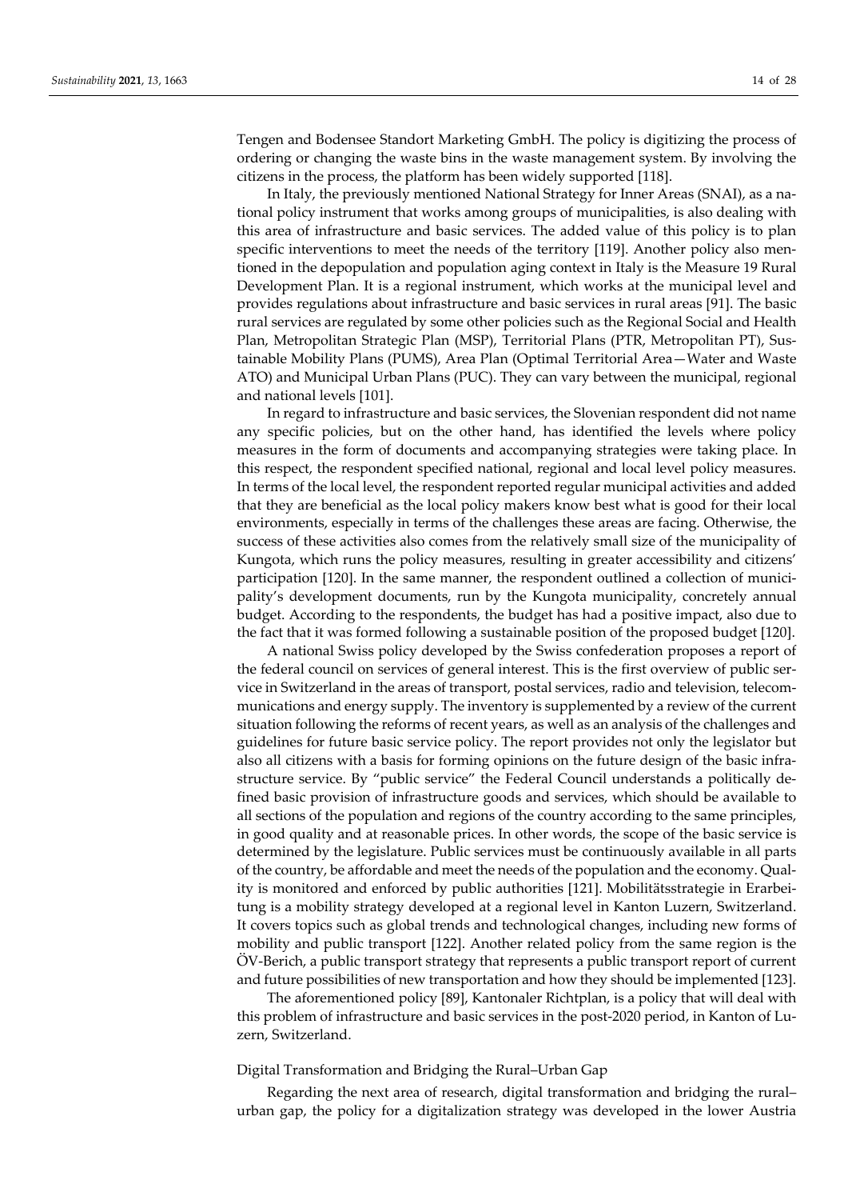Tengen and Bodensee Standort Marketing GmbH. The policy is digitizing the process of ordering or changing the waste bins in the waste management system. By involving the citizens in the process, the platform has been widely supported [118].

In Italy, the previously mentioned National Strategy for Inner Areas (SNAI), as a national policy instrument that works among groups of municipalities, is also dealing with this area of infrastructure and basic services. The added value of this policy is to plan specific interventions to meet the needs of the territory [119]. Another policy also mentioned in the depopulation and population aging context in Italy is the Measure 19 Rural Development Plan. It is a regional instrument, which works at the municipal level and provides regulations about infrastructure and basic services in rural areas [91]. The basic rural services are regulated by some other policies such as the Regional Social and Health Plan, Metropolitan Strategic Plan (MSP), Territorial Plans (PTR, Metropolitan PT), Sustainable Mobility Plans (PUMS), Area Plan (Optimal Territorial Area—Water and Waste ATO) and Municipal Urban Plans (PUC). They can vary between the municipal, regional and national levels [101].

In regard to infrastructure and basic services, the Slovenian respondent did not name any specific policies, but on the other hand, has identified the levels where policy measures in the form of documents and accompanying strategies were taking place. In this respect, the respondent specified national, regional and local level policy measures. In terms of the local level, the respondent reported regular municipal activities and added that they are beneficial as the local policy makers know best what is good for their local environments, especially in terms of the challenges these areas are facing. Otherwise, the success of these activities also comes from the relatively small size of the municipality of Kungota, which runs the policy measures, resulting in greater accessibility and citizens' participation [120]. In the same manner, the respondent outlined a collection of municipality's development documents, run by the Kungota municipality, concretely annual budget. According to the respondents, the budget has had a positive impact, also due to the fact that it was formed following a sustainable position of the proposed budget [120].

A national Swiss policy developed by the Swiss confederation proposes a report of the federal council on services of general interest. This is the first overview of public service in Switzerland in the areas of transport, postal services, radio and television, telecommunications and energy supply. The inventory is supplemented by a review of the current situation following the reforms of recent years, as well as an analysis of the challenges and guidelines for future basic service policy. The report provides not only the legislator but also all citizens with a basis for forming opinions on the future design of the basic infrastructure service. By "public service" the Federal Council understands a politically defined basic provision of infrastructure goods and services, which should be available to all sections of the population and regions of the country according to the same principles, in good quality and at reasonable prices. In other words, the scope of the basic service is determined by the legislature. Public services must be continuously available in all parts of the country, be affordable and meet the needs of the population and the economy. Quality is monitored and enforced by public authorities [121]. Mobilitätsstrategie in Erarbeitung is a mobility strategy developed at a regional level in Kanton Luzern, Switzerland. It covers topics such as global trends and technological changes, including new forms of mobility and public transport [122]. Another related policy from the same region is the ÖV-Berich, a public transport strategy that represents a public transport report of current and future possibilities of new transportation and how they should be implemented [123].

The aforementioned policy [89], Kantonaler Richtplan, is a policy that will deal with this problem of infrastructure and basic services in the post-2020 period, in Kanton of Luzern, Switzerland.

#### Digital Transformation and Bridging the Rural–Urban Gap

Regarding the next area of research, digital transformation and bridging the rural–urban gap, the policy for a digitalization strategy was developed in the lower Austria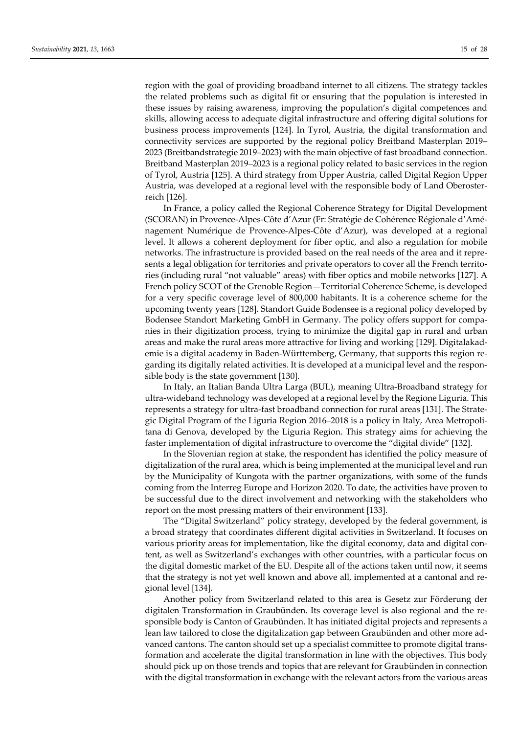region with the goal of providing broadband internet to all citizens. The strategy tackles the related problems such as digital fit or ensuring that the population is interested in these issues by raising awareness, improving the population's digital competences and skills, allowing access to adequate digital infrastructure and offering digital solutions for business process improvements [124]. In Tyrol, Austria, the digital transformation and connectivity services are supported by the regional policy Breitband Masterplan 2019–2023 (Breitbandstrategie 2019–2023) with the main objective of fast broadband connection. Breitband Masterplan 2019–2023 is a regional policy related to basic services in the region of Tyrol, Austria [125]. A third strategy from Upper Austria, called Digital Region Upper Austria, was developed at a regional level with the responsible body of Land Oberosterreich [126].

In France, a policy called the Regional Coherence Strategy for Digital Development (SCORAN) in Provence-Alpes-Côte d'Azur (Fr: Stratégie de Cohérence Régionale d'Aménagement Numérique de Provence-Alpes-Côte d'Azur), was developed at a regional level. It allows a coherent deployment for fiber optic, and also a regulation for mobile networks. The infrastructure is provided based on the real needs of the area and it represents a legal obligation for territories and private operators to cover all the French territories (including rural "not valuable" areas) with fiber optics and mobile networks [127]. A French policy SCOT of the Grenoble Region—Territorial Coherence Scheme, is developed for a very specific coverage level of 800,000 habitants. It is a coherence scheme for the upcoming twenty years [128]. Standort Guide Bodensee is a regional policy developed by Bodensee Standort Marketing GmbH in Germany. The policy offers support for companies in their digitization process, trying to minimize the digital gap in rural and urban areas and make the rural areas more attractive for living and working [129]. Digitalakademie is a digital academy in Baden-Württemberg, Germany, that supports this region regarding its digitally related activities. It is developed at a municipal level and the responsible body is the state government [130].

In Italy, an Italian Banda Ultra Larga (BUL), meaning Ultra-Broadband strategy for ultra-wideband technology was developed at a regional level by the Regione Liguria. This represents a strategy for ultra-fast broadband connection for rural areas [131]. The Strategic Digital Program of the Liguria Region 2016–2018 is a policy in Italy, Area Metropolitana di Genova, developed by the Liguria Region. This strategy aims for achieving the faster implementation of digital infrastructure to overcome the "digital divide" [132].

In the Slovenian region at stake, the respondent has identified the policy measure of digitalization of the rural area, which is being implemented at the municipal level and run by the Municipality of Kungota with the partner organizations, with some of the funds coming from the Interreg Europe and Horizon 2020. To date, the activities have proven to be successful due to the direct involvement and networking with the stakeholders who report on the most pressing matters of their environment [133].

The "Digital Switzerland" policy strategy, developed by the federal government, is a broad strategy that coordinates different digital activities in Switzerland. It focuses on various priority areas for implementation, like the digital economy, data and digital content, as well as Switzerland's exchanges with other countries, with a particular focus on the digital domestic market of the EU. Despite all of the actions taken until now, it seems that the strategy is not yet well known and above all, implemented at a cantonal and regional level [134].

Another policy from Switzerland related to this area is Gesetz zur Förderung der digitalen Transformation in Graubünden. Its coverage level is also regional and the responsible body is Canton of Graubünden. It has initiated digital projects and represents a lean law tailored to close the digitalization gap between Graubünden and other more advanced cantons. The canton should set up a specialist committee to promote digital transformation and accelerate the digital transformation in line with the objectives. This body should pick up on those trends and topics that are relevant for Graubünden in connection with the digital transformation in exchange with the relevant actors from the various areas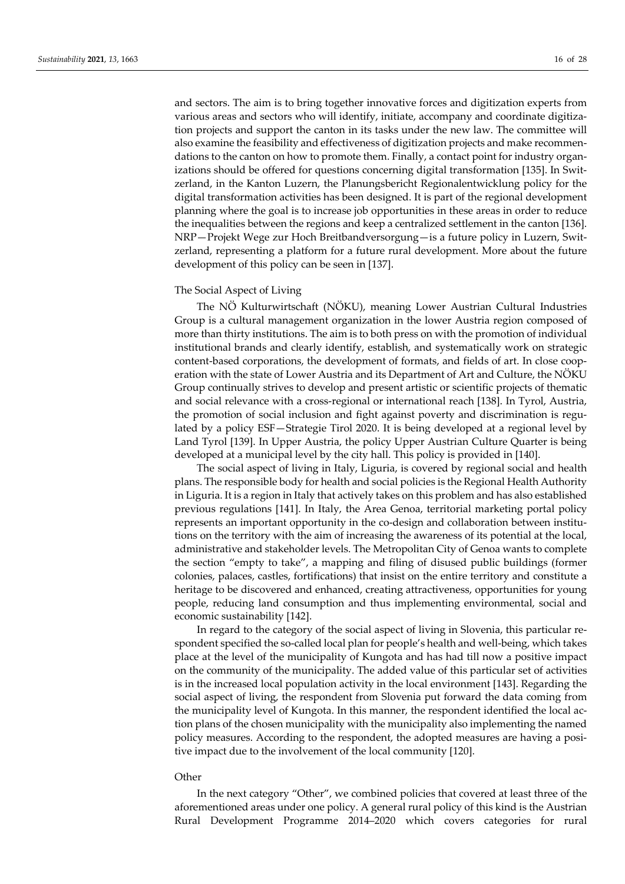and sectors. The aim is to bring together innovative forces and digitization experts from various areas and sectors who will identify, initiate, accompany and coordinate digitization projects and support the canton in its tasks under the new law. The committee will also examine the feasibility and effectiveness of digitization projects and make recommendations to the canton on how to promote them. Finally, a contact point for industry organizations should be offered for questions concerning digital transformation [135]. In Switzerland, in the Kanton Luzern, the Planungsbericht Regionalentwicklung policy for the digital transformation activities has been designed. It is part of the regional development planning where the goal is to increase job opportunities in these areas in order to reduce the inequalities between the regions and keep a centralized settlement in the canton [136]. NRP—Projekt Wege zur Hoch Breitbandversorgung—is a future policy in Luzern, Switzerland, representing a platform for a future rural development. More about the future development of this policy can be seen in [137].

The Social Aspect of Living

The NÖ Kulturwirtschaft (NÖKU), meaning Lower Austrian Cultural Industries Group is a cultural management organization in the lower Austria region composed of more than thirty institutions. The aim is to both press on with the promotion of individual institutional brands and clearly identify, establish, and systematically work on strategic content-based corporations, the development of formats, and fields of art. In close cooperation with the state of Lower Austria and its Department of Art and Culture, the NÖKU Group continually strives to develop and present artistic or scientific projects of thematic and social relevance with a cross-regional or international reach [138]. In Tyrol, Austria, the promotion of social inclusion and fight against poverty and discrimination is regulated by a policy ESF—Strategie Tirol 2020. It is being developed at a regional level by Land Tyrol [139]. In Upper Austria, the policy Upper Austrian Culture Quarter is being developed at a municipal level by the city hall. This policy is provided in [140].

The social aspect of living in Italy, Liguria, is covered by regional social and health plans. The responsible body for health and social policies is the Regional Health Authority in Liguria. It is a region in Italy that actively takes on this problem and has also established previous regulations [141]. In Italy, the Area Genoa, territorial marketing portal policy represents an important opportunity in the co-design and collaboration between institutions on the territory with the aim of increasing the awareness of its potential at the local, administrative and stakeholder levels. The Metropolitan City of Genoa wants to complete the section "empty to take", a mapping and filing of disused public buildings (former colonies, palaces, castles, fortifications) that insist on the entire territory and constitute a heritage to be discovered and enhanced, creating attractiveness, opportunities for young people, reducing land consumption and thus implementing environmental, social and economic sustainability [142].

In regard to the category of the social aspect of living in Slovenia, this particular respondent specified the so-called local plan for people's health and well-being, which takes place at the level of the municipality of Kungota and has had till now a positive impact on the community of the municipality. The added value of this particular set of activities is in the increased local population activity in the local environment [143]. Regarding the social aspect of living, the respondent from Slovenia put forward the data coming from the municipality level of Kungota. In this manner, the respondent identified the local action plans of the chosen municipality with the municipality also implementing the named policy measures. According to the respondent, the adopted measures are having a positive impact due to the involvement of the local community [120].

Other

In the next category "Other", we combined policies that covered at least three of the aforementioned areas under one policy. A general rural policy of this kind is the Austrian Rural Development Programme 2014–2020 which covers categories for rural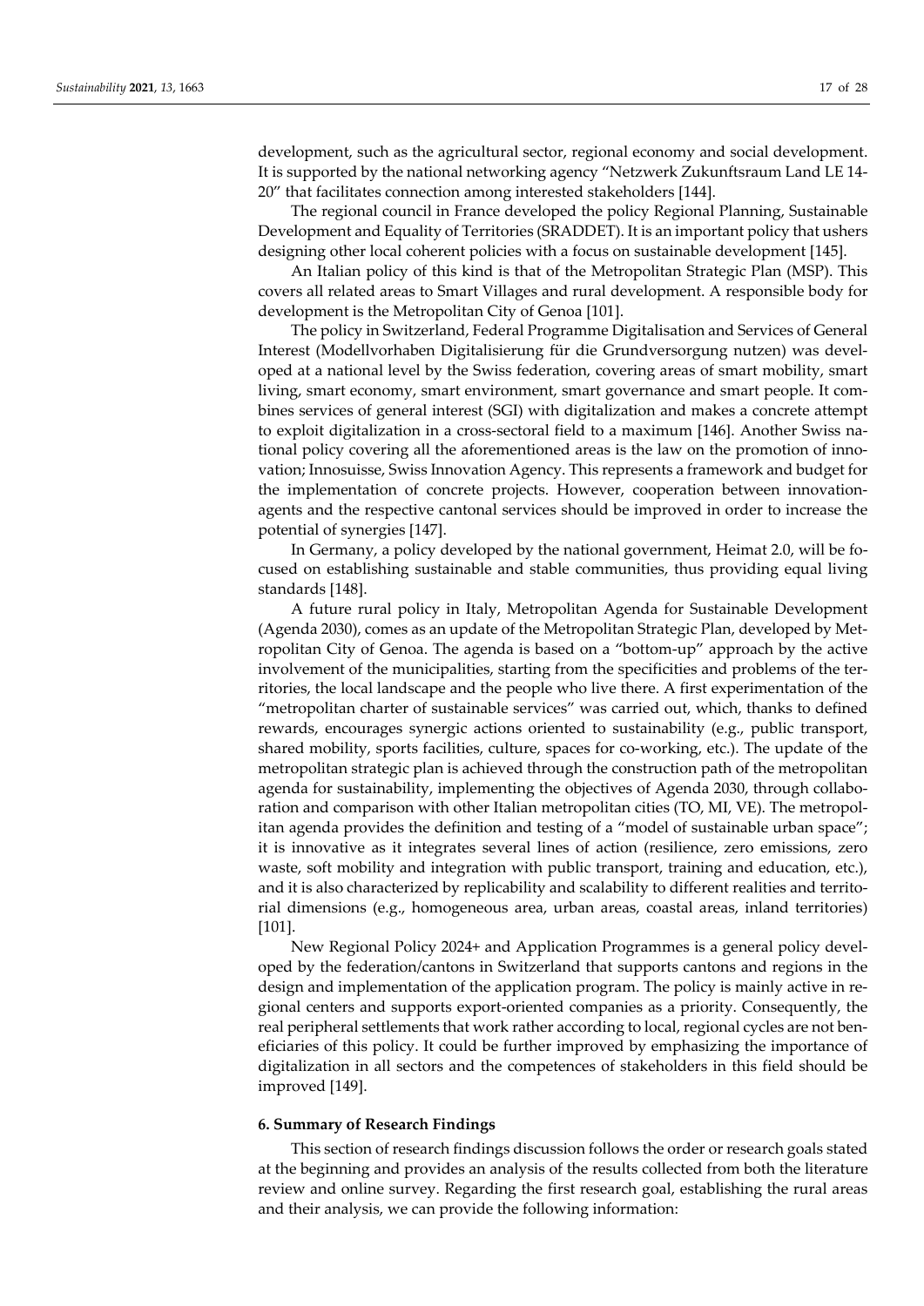development, such as the agricultural sector, regional economy and social development. It is supported by the national networking agency "Netzwerk Zukunftsraum Land LE 14-20" that facilitates connection among interested stakeholders [144].

The regional council in France developed the policy Regional Planning, Sustainable Development and Equality of Territories (SRADDET). It is an important policy that ushers designing other local coherent policies with a focus on sustainable development [145].

An Italian policy of this kind is that of the Metropolitan Strategic Plan (MSP). This covers all related areas to Smart Villages and rural development. A responsible body for development is the Metropolitan City of Genoa [101].

The policy in Switzerland, Federal Programme Digitalisation and Services of General Interest (Modellvorhaben Digitalisierung für die Grundversorgung nutzen) was developed at a national level by the Swiss federation, covering areas of smart mobility, smart living, smart economy, smart environment, smart governance and smart people. It combines services of general interest (SGI) with digitalization and makes a concrete attempt to exploit digitalization in a cross-sectoral field to a maximum [146]. Another Swiss national policy covering all the aforementioned areas is the law on the promotion of innovation; Innosuisse, Swiss Innovation Agency. This represents a framework and budget for the implementation of concrete projects. However, cooperation between innovation-agents and the respective cantonal services should be improved in order to increase the potential of synergies [147].

In Germany, a policy developed by the national government, Heimat 2.0, will be focused on establishing sustainable and stable communities, thus providing equal living standards [148].

A future rural policy in Italy, Metropolitan Agenda for Sustainable Development (Agenda 2030), comes as an update of the Metropolitan Strategic Plan, developed by Metropolitan City of Genoa. The agenda is based on a "bottom-up" approach by the active involvement of the municipalities, starting from the specificities and problems of the territories, the local landscape and the people who live there. A first experimentation of the "metropolitan charter of sustainable services" was carried out, which, thanks to defined rewards, encourages synergic actions oriented to sustainability (e.g., public transport, shared mobility, sports facilities, culture, spaces for co-working, etc.). The update of the metropolitan strategic plan is achieved through the construction path of the metropolitan agenda for sustainability, implementing the objectives of Agenda 2030, through collaboration and comparison with other Italian metropolitan cities (TO, MI, VE). The metropolitan agenda provides the definition and testing of a "model of sustainable urban space"; it is innovative as it integrates several lines of action (resilience, zero emissions, zero waste, soft mobility and integration with public transport, training and education, etc.), and it is also characterized by replicability and scalability to different realities and territorial dimensions (e.g., homogeneous area, urban areas, coastal areas, inland territories) [101].

New Regional Policy 2024+ and Application Programmes is a general policy developed by the federation/cantons in Switzerland that supports cantons and regions in the design and implementation of the application program. The policy is mainly active in regional centers and supports export-oriented companies as a priority. Consequently, the real peripheral settlements that work rather according to local, regional cycles are not beneficiaries of this policy. It could be further improved by emphasizing the importance of digitalization in all sectors and the competences of stakeholders in this field should be improved [149].

## 6. Summary of Research Findings

This section of research findings discussion follows the order or research goals stated at the beginning and provides an analysis of the results collected from both the literature review and online survey. Regarding the first research goal, establishing the rural areas and their analysis, we can provide the following information: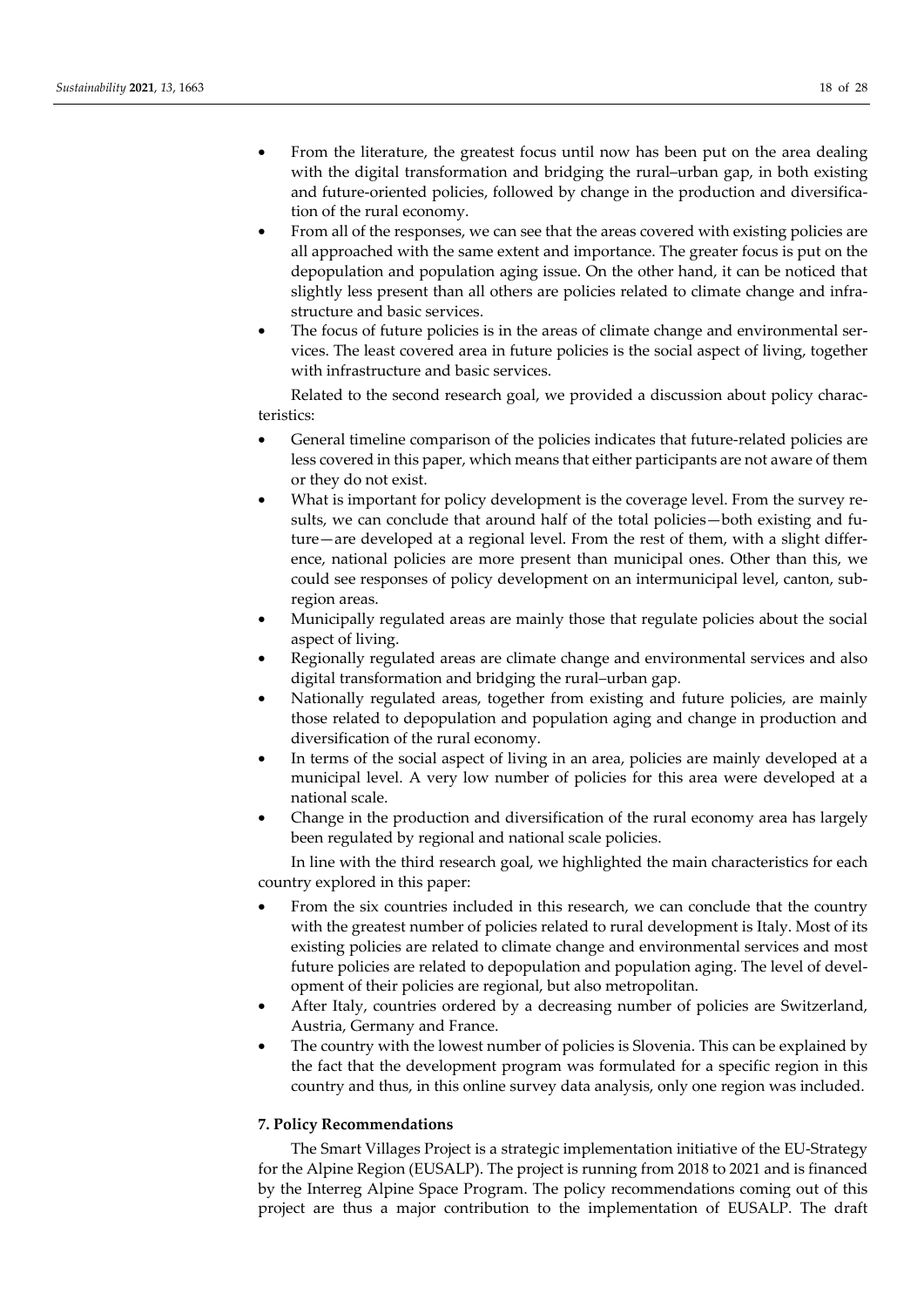- From the literature, the greatest focus until now has been put on the area dealing with the digital transformation and bridging the rural–urban gap, in both existing and future-oriented policies, followed by change in the production and diversification of the rural economy.
- From all of the responses, we can see that the areas covered with existing policies are all approached with the same extent and importance. The greater focus is put on the depopulation and population aging issue. On the other hand, it can be noticed that slightly less present than all others are policies related to climate change and infrastructure and basic services.
- The focus of future policies is in the areas of climate change and environmental services. The least covered area in future policies is the social aspect of living, together with infrastructure and basic services.

Related to the second research goal, we provided a discussion about policy characteristics:

- General timeline comparison of the policies indicates that future-related policies are less covered in this paper, which means that either participants are not aware of them or they do not exist.
- What is important for policy development is the coverage level. From the survey results, we can conclude that around half of the total policies—both existing and future—are developed at a regional level. From the rest of them, with a slight difference, national policies are more present than municipal ones. Other than this, we could see responses of policy development on an intermunicipal level, canton, subregion areas.
- Municipally regulated areas are mainly those that regulate policies about the social aspect of living.
- Regionally regulated areas are climate change and environmental services and also digital transformation and bridging the rural–urban gap.
- Nationally regulated areas, together from existing and future policies, are mainly those related to depopulation and population aging and change in production and diversification of the rural economy.
- In terms of the social aspect of living in an area, policies are mainly developed at a municipal level. A very low number of policies for this area were developed at a national scale.
- Change in the production and diversification of the rural economy area has largely been regulated by regional and national scale policies.

In line with the third research goal, we highlighted the main characteristics for each country explored in this paper:

- From the six countries included in this research, we can conclude that the country with the greatest number of policies related to rural development is Italy. Most of its existing policies are related to climate change and environmental services and most future policies are related to depopulation and population aging. The level of development of their policies are regional, but also metropolitan.
- After Italy, countries ordered by a decreasing number of policies are Switzerland, Austria, Germany and France.
- The country with the lowest number of policies is Slovenia. This can be explained by the fact that the development program was formulated for a specific region in this country and thus, in this online survey data analysis, only one region was included.

## 7. Policy Recommendations

The Smart Villages Project is a strategic implementation initiative of the EU-Strategy for the Alpine Region (EUSALP). The project is running from 2018 to 2021 and is financed by the Interreg Alpine Space Program. The policy recommendations coming out of this project are thus a major contribution to the implementation of EUSALP. The draft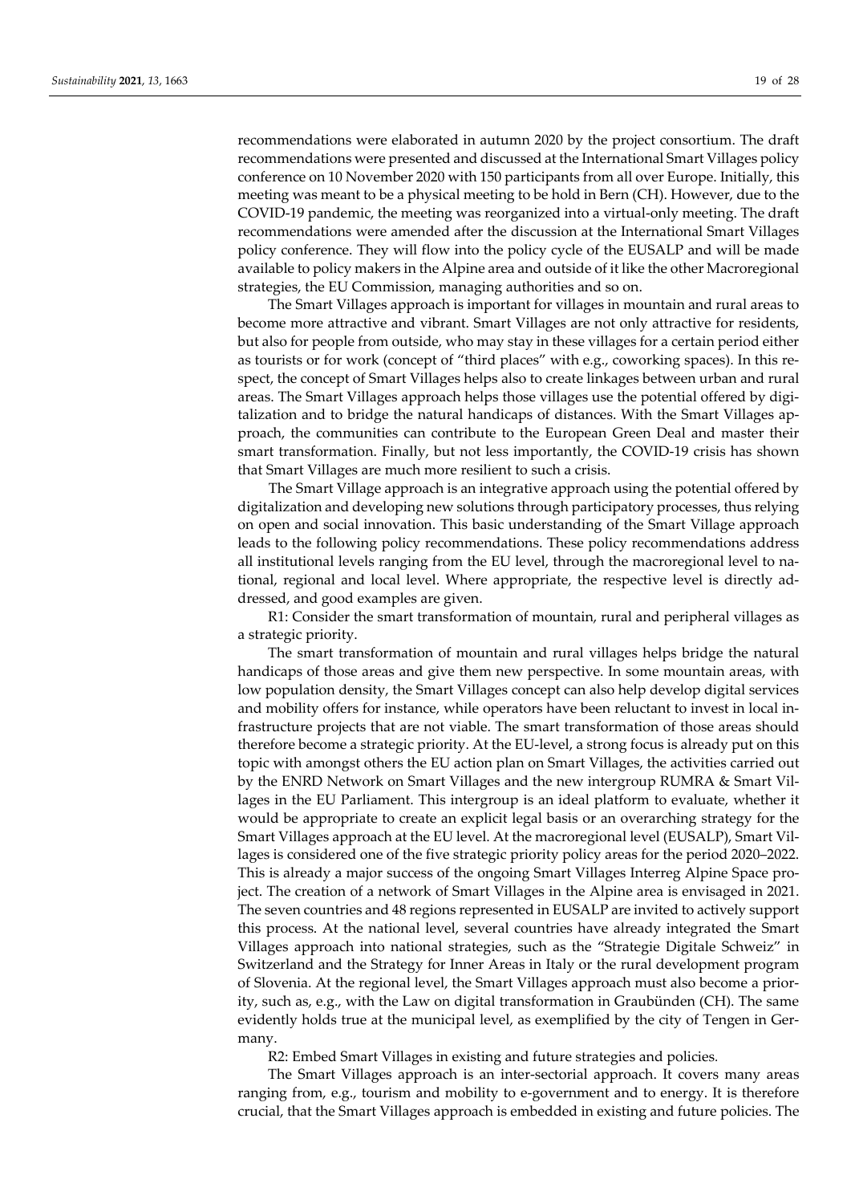recommendations were elaborated in autumn 2020 by the project consortium. The draft recommendations were presented and discussed at the International Smart Villages policy conference on 10 November 2020 with 150 participants from all over Europe. Initially, this meeting was meant to be a physical meeting to be hold in Bern (CH). However, due to the COVID-19 pandemic, the meeting was reorganized into a virtual-only meeting. The draft recommendations were amended after the discussion at the International Smart Villages policy conference. They will flow into the policy cycle of the EUSALP and will be made available to policy makers in the Alpine area and outside of it like the other Macroregional strategies, the EU Commission, managing authorities and so on.

The Smart Villages approach is important for villages in mountain and rural areas to become more attractive and vibrant. Smart Villages are not only attractive for residents, but also for people from outside, who may stay in these villages for a certain period either as tourists or for work (concept of "third places" with e.g., coworking spaces). In this respect, the concept of Smart Villages helps also to create linkages between urban and rural areas. The Smart Villages approach helps those villages use the potential offered by digitalization and to bridge the natural handicaps of distances. With the Smart Villages approach, the communities can contribute to the European Green Deal and master their smart transformation. Finally, but not less importantly, the COVID-19 crisis has shown that Smart Villages are much more resilient to such a crisis.

The Smart Village approach is an integrative approach using the potential offered by digitalization and developing new solutions through participatory processes, thus relying on open and social innovation. This basic understanding of the Smart Village approach leads to the following policy recommendations. These policy recommendations address all institutional levels ranging from the EU level, through the macroregional level to national, regional and local level. Where appropriate, the respective level is directly addressed, and good examples are given.

R1: Consider the smart transformation of mountain, rural and peripheral villages as a strategic priority.

The smart transformation of mountain and rural villages helps bridge the natural handicaps of those areas and give them new perspective. In some mountain areas, with low population density, the Smart Villages concept can also help develop digital services and mobility offers for instance, while operators have been reluctant to invest in local infrastructure projects that are not viable. The smart transformation of those areas should therefore become a strategic priority. At the EU-level, a strong focus is already put on this topic with amongst others the EU action plan on Smart Villages, the activities carried out by the ENRD Network on Smart Villages and the new intergroup RUMRA & Smart Villages in the EU Parliament. This intergroup is an ideal platform to evaluate, whether it would be appropriate to create an explicit legal basis or an overarching strategy for the Smart Villages approach at the EU level. At the macroregional level (EUSALP), Smart Villages is considered one of the five strategic priority policy areas for the period 2020–2022. This is already a major success of the ongoing Smart Villages Interreg Alpine Space project. The creation of a network of Smart Villages in the Alpine area is envisaged in 2021. The seven countries and 48 regions represented in EUSALP are invited to actively support this process. At the national level, several countries have already integrated the Smart Villages approach into national strategies, such as the "Strategie Digitale Schweiz" in Switzerland and the Strategy for Inner Areas in Italy or the rural development program of Slovenia. At the regional level, the Smart Villages approach must also become a priority, such as, e.g., with the Law on digital transformation in Graubünden (CH). The same evidently holds true at the municipal level, as exemplified by the city of Tengen in Germany.

R2: Embed Smart Villages in existing and future strategies and policies.

The Smart Villages approach is an inter-sectorial approach. It covers many areas ranging from, e.g., tourism and mobility to e-government and to energy. It is therefore crucial, that the Smart Villages approach is embedded in existing and future policies. The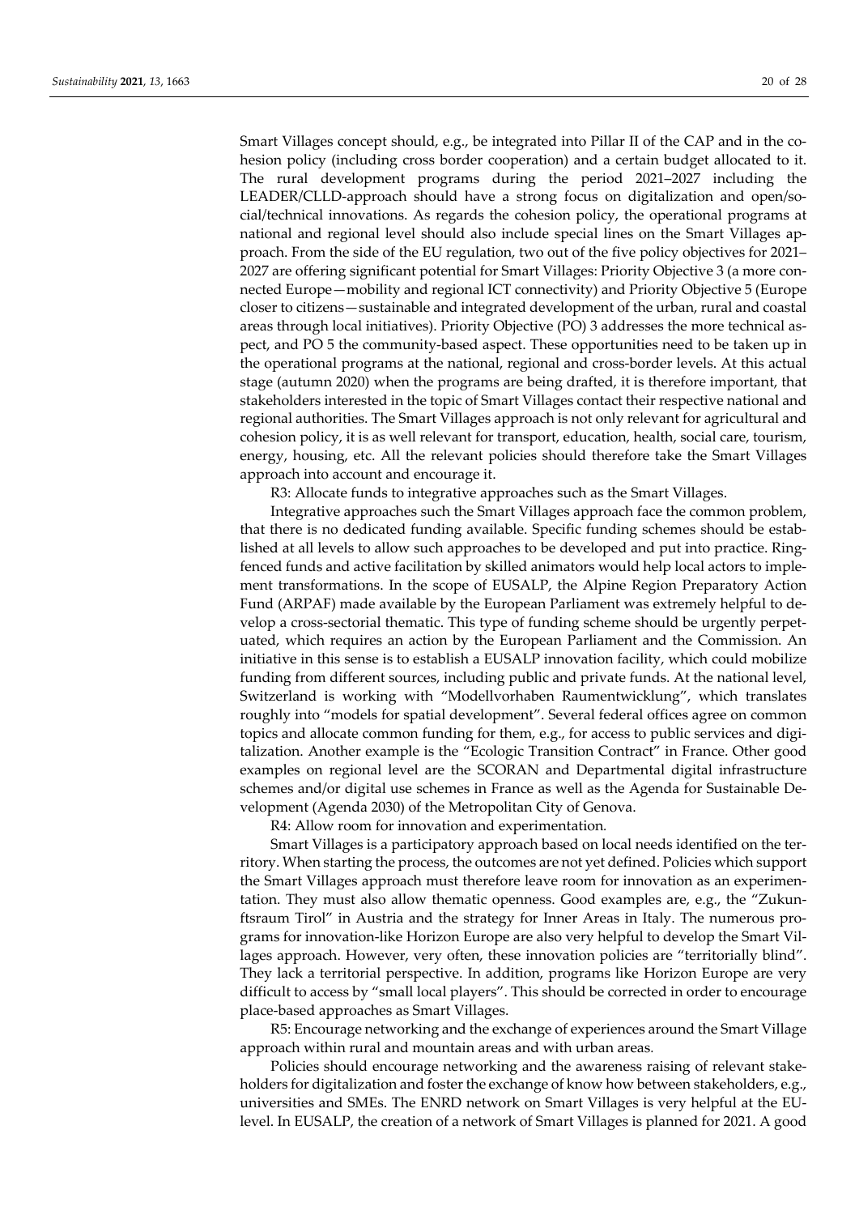Smart Villages concept should, e.g., be integrated into Pillar II of the CAP and in the cohesion policy (including cross border cooperation) and a certain budget allocated to it. The rural development programs during the period 2021–2027 including the LEADER/CLLD-approach should have a strong focus on digitalization and open/social/technical innovations. As regards the cohesion policy, the operational programs at national and regional level should also include special lines on the Smart Villages approach. From the side of the EU regulation, two out of the five policy objectives for 2021–2027 are offering significant potential for Smart Villages: Priority Objective 3 (a more connected Europe—mobility and regional ICT connectivity) and Priority Objective 5 (Europe closer to citizens—sustainable and integrated development of the urban, rural and coastal areas through local initiatives). Priority Objective (PO) 3 addresses the more technical aspect, and PO 5 the community-based aspect. These opportunities need to be taken up in the operational programs at the national, regional and cross-border levels. At this actual stage (autumn 2020) when the programs are being drafted, it is therefore important, that stakeholders interested in the topic of Smart Villages contact their respective national and regional authorities. The Smart Villages approach is not only relevant for agricultural and cohesion policy, it is as well relevant for transport, education, health, social care, tourism, energy, housing, etc. All the relevant policies should therefore take the Smart Villages approach into account and encourage it.

R3: Allocate funds to integrative approaches such as the Smart Villages.

Integrative approaches such the Smart Villages approach face the common problem, that there is no dedicated funding available. Specific funding schemes should be established at all levels to allow such approaches to be developed and put into practice. Ring-fenced funds and active facilitation by skilled animators would help local actors to implement transformations. In the scope of EUSALP, the Alpine Region Preparatory Action Fund (ARPAF) made available by the European Parliament was extremely helpful to develop a cross-sectorial thematic. This type of funding scheme should be urgently perpetuated, which requires an action by the European Parliament and the Commission. An initiative in this sense is to establish a EUSALP innovation facility, which could mobilize funding from different sources, including public and private funds. At the national level, Switzerland is working with "Modellvorhaben Raumentwicklung", which translates roughly into "models for spatial development". Several federal offices agree on common topics and allocate common funding for them, e.g., for access to public services and digitalization. Another example is the "Ecologic Transition Contract" in France. Other good examples on regional level are the SCORAN and Departmental digital infrastructure schemes and/or digital use schemes in France as well as the Agenda for Sustainable Development (Agenda 2030) of the Metropolitan City of Genova.

R4: Allow room for innovation and experimentation.

Smart Villages is a participatory approach based on local needs identified on the territory. When starting the process, the outcomes are not yet defined. Policies which support the Smart Villages approach must therefore leave room for innovation as an experimentation. They must also allow thematic openness. Good examples are, e.g., the "Zukunftsraum Tirol" in Austria and the strategy for Inner Areas in Italy. The numerous programs for innovation-like Horizon Europe are also very helpful to develop the Smart Villages approach. However, very often, these innovation policies are "territorially blind". They lack a territorial perspective. In addition, programs like Horizon Europe are very difficult to access by "small local players". This should be corrected in order to encourage place-based approaches as Smart Villages.

R5: Encourage networking and the exchange of experiences around the Smart Village approach within rural and mountain areas and with urban areas.

Policies should encourage networking and the awareness raising of relevant stakeholders for digitalization and foster the exchange of know how between stakeholders, e.g., universities and SMEs. The ENRD network on Smart Villages is very helpful at the EU-level. In EUSALP, the creation of a network of Smart Villages is planned for 2021. A good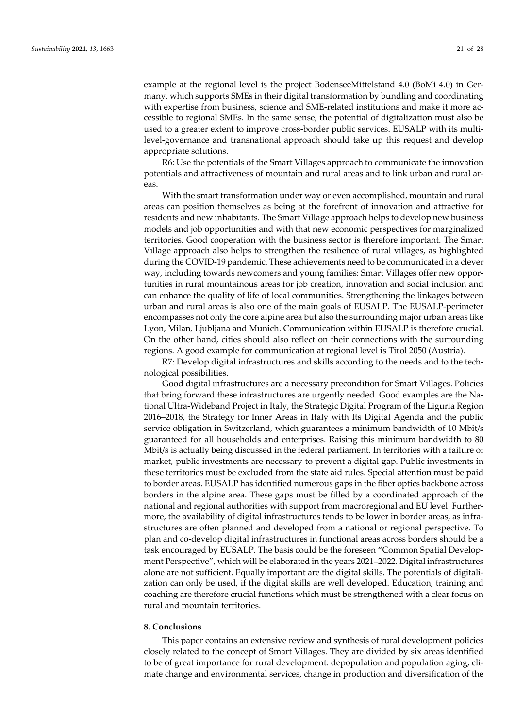example at the regional level is the project BodenseeMittelstand 4.0 (BoMi 4.0) in Germany, which supports SMEs in their digital transformation by bundling and coordinating with expertise from business, science and SME-related institutions and make it more accessible to regional SMEs. In the same sense, the potential of digitalization must also be used to a greater extent to improve cross-border public services. EUSALP with its multi-level-governance and transnational approach should take up this request and develop appropriate solutions.

R6: Use the potentials of the Smart Villages approach to communicate the innovation potentials and attractiveness of mountain and rural areas and to link urban and rural areas.

With the smart transformation under way or even accomplished, mountain and rural areas can position themselves as being at the forefront of innovation and attractive for residents and new inhabitants. The Smart Village approach helps to develop new business models and job opportunities and with that new economic perspectives for marginalized territories. Good cooperation with the business sector is therefore important. The Smart Village approach also helps to strengthen the resilience of rural villages, as highlighted during the COVID-19 pandemic. These achievements need to be communicated in a clever way, including towards newcomers and young families: Smart Villages offer new opportunities in rural mountainous areas for job creation, innovation and social inclusion and can enhance the quality of life of local communities. Strengthening the linkages between urban and rural areas is also one of the main goals of EUSALP. The EUSALP-perimeter encompasses not only the core alpine area but also the surrounding major urban areas like Lyon, Milan, Ljubljana and Munich. Communication within EUSALP is therefore crucial. On the other hand, cities should also reflect on their connections with the surrounding regions. A good example for communication at regional level is Tirol 2050 (Austria).

R7: Develop digital infrastructures and skills according to the needs and to the technological possibilities.

Good digital infrastructures are a necessary precondition for Smart Villages. Policies that bring forward these infrastructures are urgently needed. Good examples are the National Ultra-Wideband Project in Italy, the Strategic Digital Program of the Liguria Region 2016–2018, the Strategy for Inner Areas in Italy with Its Digital Agenda and the public service obligation in Switzerland, which guarantees a minimum bandwidth of 10 Mbit/s guaranteed for all households and enterprises. Raising this minimum bandwidth to 80 Mbit/s is actually being discussed in the federal parliament. In territories with a failure of market, public investments are necessary to prevent a digital gap. Public investments in these territories must be excluded from the state aid rules. Special attention must be paid to border areas. EUSALP has identified numerous gaps in the fiber optics backbone across borders in the alpine area. These gaps must be filled by a coordinated approach of the national and regional authorities with support from macroregional and EU level. Furthermore, the availability of digital infrastructures tends to be lower in border areas, as infrastructures are often planned and developed from a national or regional perspective. To plan and co-develop digital infrastructures in functional areas across borders should be a task encouraged by EUSALP. The basis could be the foreseen "Common Spatial Development Perspective", which will be elaborated in the years 2021–2022. Digital infrastructures alone are not sufficient. Equally important are the digital skills. The potentials of digitalization can only be used, if the digital skills are well developed. Education, training and coaching are therefore crucial functions which must be strengthened with a clear focus on rural and mountain territories.

## 8. Conclusions

This paper contains an extensive review and synthesis of rural development policies closely related to the concept of Smart Villages. They are divided by six areas identified to be of great importance for rural development: depopulation and population aging, climate change and environmental services, change in production and diversification of the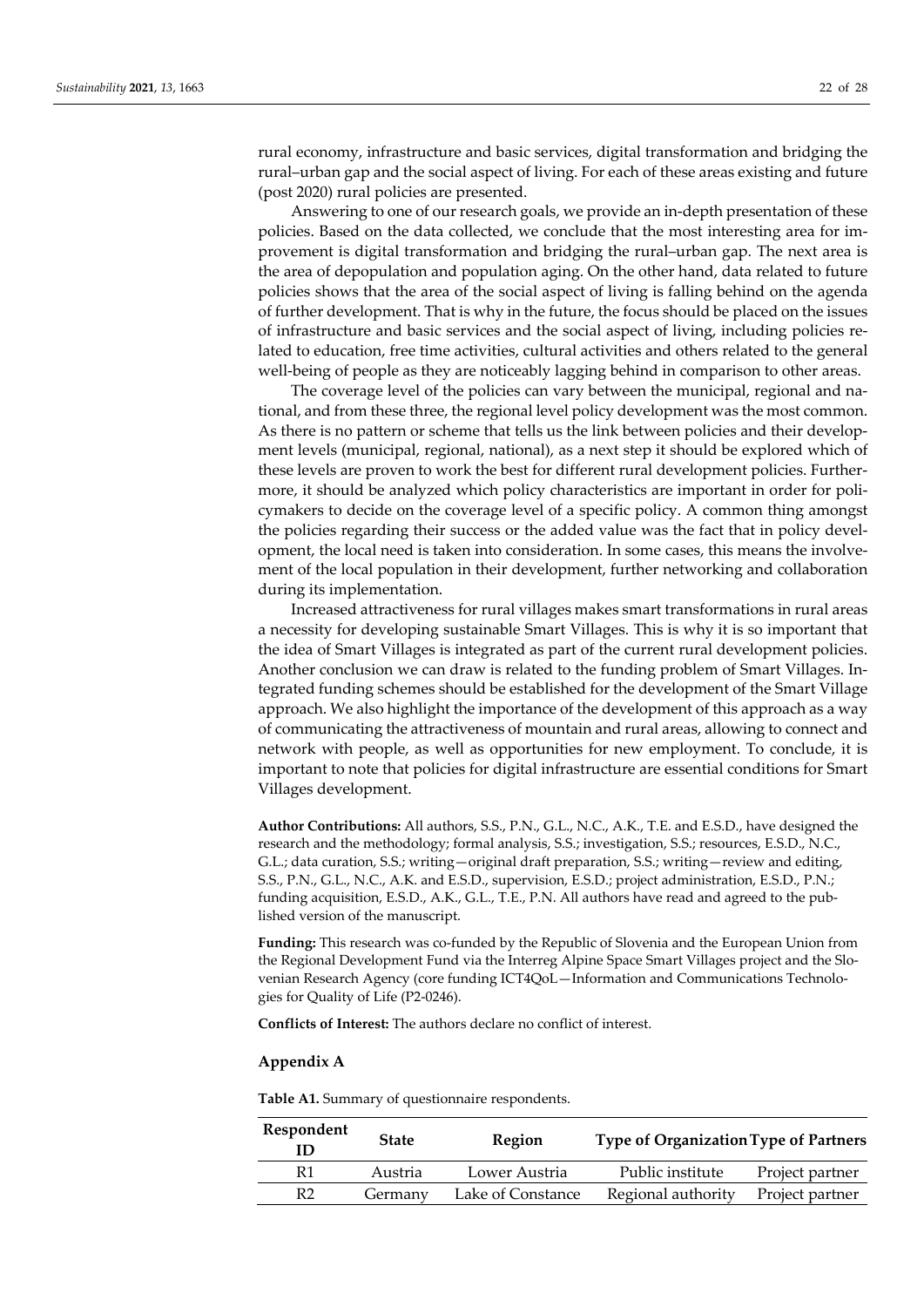rural economy, infrastructure and basic services, digital transformation and bridging the rural–urban gap and the social aspect of living. For each of these areas existing and future (post 2020) rural policies are presented.

Answering to one of our research goals, we provide an in-depth presentation of these policies. Based on the data collected, we conclude that the most interesting area for improvement is digital transformation and bridging the rural–urban gap. The next area is the area of depopulation and population aging. On the other hand, data related to future policies shows that the area of the social aspect of living is falling behind on the agenda of further development. That is why in the future, the focus should be placed on the issues of infrastructure and basic services and the social aspect of living, including policies related to education, free time activities, cultural activities and others related to the general well-being of people as they are noticeably lagging behind in comparison to other areas.

The coverage level of the policies can vary between the municipal, regional and national, and from these three, the regional level policy development was the most common. As there is no pattern or scheme that tells us the link between policies and their development levels (municipal, regional, national), as a next step it should be explored which of these levels are proven to work the best for different rural development policies. Furthermore, it should be analyzed which policy characteristics are important in order for policymakers to decide on the coverage level of a specific policy. A common thing amongst the policies regarding their success or the added value was the fact that in policy development, the local need is taken into consideration. In some cases, this means the involvement of the local population in their development, further networking and collaboration during its implementation.

Increased attractiveness for rural villages makes smart transformations in rural areas a necessity for developing sustainable Smart Villages. This is why it is so important that the idea of Smart Villages is integrated as part of the current rural development policies. Another conclusion we can draw is related to the funding problem of Smart Villages. Integrated funding schemes should be established for the development of the Smart Village approach. We also highlight the importance of the development of this approach as a way of communicating the attractiveness of mountain and rural areas, allowing to connect and network with people, as well as opportunities for new employment. To conclude, it is important to note that policies for digital infrastructure are essential conditions for Smart Villages development.

**Author Contributions:** All authors, S.S., P.N., G.L., N.C., A.K., T.E. and E.S.D., have designed the research and the methodology; formal analysis, S.S.; investigation, S.S.; resources, E.S.D., N.C., G.L.; data curation, S.S.; writing—original draft preparation, S.S.; writing—review and editing, S.S., P.N., G.L., N.C., A.K. and E.S.D., supervision, E.S.D.; project administration, E.S.D., P.N.; funding acquisition, E.S.D., A.K., G.L., T.E., P.N. All authors have read and agreed to the published version of the manuscript.

**Funding:** This research was co-funded by the Republic of Slovenia and the European Union from the Regional Development Fund via the Interreg Alpine Space Smart Villages project and the Slovenian Research Agency (core funding ICT4QoL—Information and Communications Technologies for Quality of Life (P2-0246).

**Conflicts of Interest:** The authors declare no conflict of interest.

## Appendix A

**Table A1.** Summary of questionnaire respondents.

| Respondent ID | State | Region | Type of Organization | Type of Partners |
|---|---|---|---|---|
| R1 | Austria | Lower Austria | Public institute | Project partner |
| R2 | Germany | Lake of Constance | Regional authority | Project partner |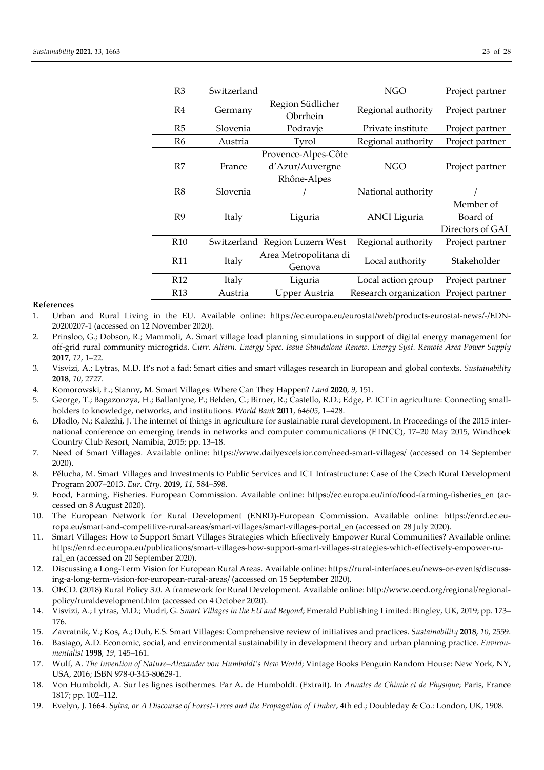| R3 | Switzerland | | NGO | Project partner |
|---|---|---|---|---|
| R4 | Germany | Region Südlicher Obrrhein | Regional authority | Project partner |
| R5 | Slovenia | Podravje | Private institute | Project partner |
| R6 | Austria | Tyrol | Regional authority | Project partner |
| R7 | France | Provence-Alpes-Côte d'Azur/Auvergne Rhône-Alpes | NGO | Project partner |
| R8 | Slovenia | / | National authority | / |
| R9 | Italy | Liguria | ANCI Liguria | Member of Board of Directors of GAL |
| R10 | Switzerland | Region Luzern West | Regional authority | Project partner |
| R11 | Italy | Area Metropolitana di Genova | Local authority | Stakeholder |
| R12 | Italy | Liguria | Local action group | Project partner |
| R13 | Austria | Upper Austria | Research organization | Project partner |

## References

1. Urban and Rural Living in the EU. Available online: https://ec.europa.eu/eurostat/web/products-eurostat-news/-/EDN-20200207-1 (accessed on 12 November 2020).
2. Prinsloo, G.; Dobson, R.; Mammoli, A. Smart village load planning simulations in support of digital energy management for off-grid rural community microgrids. *Curr. Altern. Energy Spec. Issue Standalone Renew. Energy Syst. Remote Area Power Supply* **2017**, *12*, 1–22.
3. Visvizi, A.; Lytras, M.D. It's not a fad: Smart cities and smart villages research in European and global contexts. *Sustainability* **2018**, *10*, 2727.
4. Komorowski, Ł.; Stanny, M. Smart Villages: Where Can They Happen? *Land* **2020**, *9*, 151.
5. George, T.; Bagazonzya, H.; Ballantyne, P.; Belden, C.; Birner, R.; Castello, R.D.; Edge, P. ICT in agriculture: Connecting smallholders to knowledge, networks, and institutions. *World Bank* **2011**, *64605*, 1–428.
6. Dlodlo, N.; Kalezhi, J. The internet of things in agriculture for sustainable rural development. In Proceedings of the 2015 international conference on emerging trends in networks and computer communications (ETNCC), 17–20 May 2015, Windhoek Country Club Resort, Namibia, 2015; pp. 13–18.
7. Need of Smart Villages. Available online: https://www.dailyexcelsior.com/need-smart-villages/ (accessed on 14 September 2020).
8. Pělucha, M. Smart Villages and Investments to Public Services and ICT Infrastructure: Case of the Czech Rural Development Program 2007–2013. *Eur. Ctry.* **2019**, *11*, 584–598.
9. Food, Farming, Fisheries. European Commission. Available online: https://ec.europa.eu/info/food-farming-fisheries_en (accessed on 8 August 2020).
10. The European Network for Rural Development (ENRD)-European Commission. Available online: https://enrd.ec.europa.eu/smart-and-competitive-rural-areas/smart-villages/smart-villages-portal_en (accessed on 28 July 2020).
11. Smart Villages: How to Support Smart Villages Strategies which Effectively Empower Rural Communities? Available online: https://enrd.ec.europa.eu/publications/smart-villages-how-support-smart-villages-strategies-which-effectively-empower-rural_en (accessed on 20 September 2020).
12. Discussing a Long-Term Vision for European Rural Areas. Available online: https://rural-interfaces.eu/news-or-events/discussing-a-long-term-vision-for-european-rural-areas/ (accessed on 15 September 2020).
13. OECD. (2018) Rural Policy 3.0. A framework for Rural Development. Available online: http://www.oecd.org/regional/regional-policy/ruraldevelopment.htm (accessed on 4 October 2020).
14. Visvizi, A.; Lytras, M.D.; Mudri, G. *Smart Villages in the EU and Beyond*; Emerald Publishing Limited: Bingley, UK, 2019; pp. 173–176.
15. Zavratnik, V.; Kos, A.; Duh, E.S. Smart Villages: Comprehensive review of initiatives and practices. *Sustainability* **2018**, *10*, 2559.
16. Basiago, A.D. Economic, social, and environmental sustainability in development theory and urban planning practice. *Environmentalist* **1998**, *19*, 145–161.
17. Wulf, A. *The Invention of Nature–Alexander von Humboldt's New World*; Vintage Books Penguin Random House: New York, NY, USA, 2016; ISBN 978-0-345-80629-1.
18. Von Humboldt, A. Sur les lignes isothermes. Par A. de Humboldt. (Extrait). In *Annales de Chimie et de Physique*; Paris, France 1817; pp. 102–112.
19. Evelyn, J. 1664. *Sylva, or A Discourse of Forest-Trees and the Propagation of Timber*, 4th ed.; Doubleday & Co.: London, UK, 1908.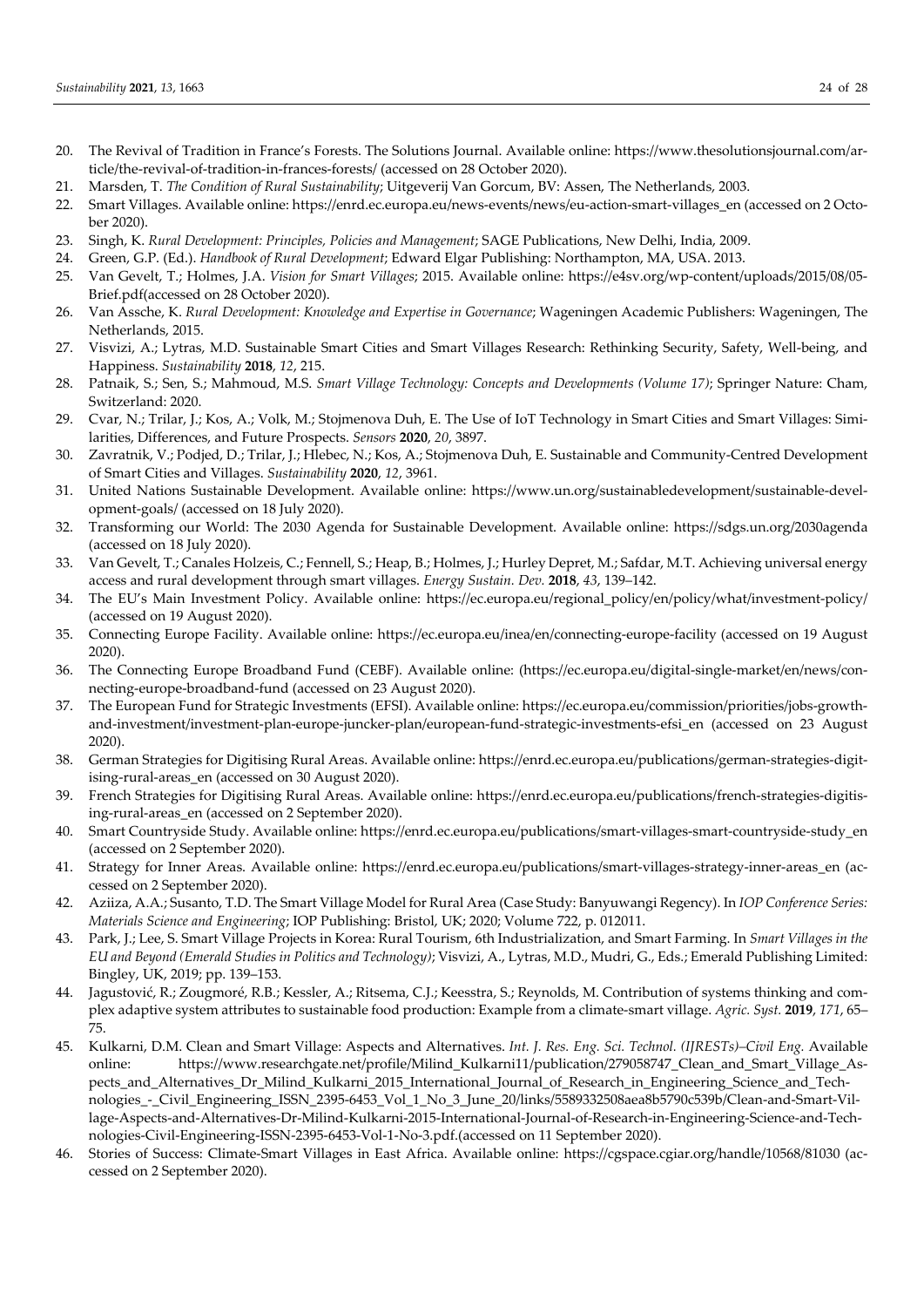20. The Revival of Tradition in France's Forests. The Solutions Journal. Available online: https://www.thesolutionsjournal.com/article/the-revival-of-tradition-in-frances-forests/ (accessed on 28 October 2020).
21. Marsden, T. *The Condition of Rural Sustainability*; Uitgeverij Van Gorcum, BV: Assen, The Netherlands, 2003.
22. Smart Villages. Available online: https://enrd.ec.europa.eu/news-events/news/eu-action-smart-villages_en (accessed on 2 October 2020).
23. Singh, K. *Rural Development: Principles, Policies and Management*; SAGE Publications, New Delhi, India, 2009.
24. Green, G.P. (Ed.). *Handbook of Rural Development*; Edward Elgar Publishing: Northampton, MA, USA. 2013.
25. Van Gevelt, T.; Holmes, J.A. *Vision for Smart Villages*; 2015. Available online: https://e4sv.org/wp-content/uploads/2015/08/05-Brief.pdf(accessed on 28 October 2020).
26. Van Assche, K. *Rural Development: Knowledge and Expertise in Governance*; Wageningen Academic Publishers: Wageningen, The Netherlands, 2015.
27. Visvizi, A.; Lytras, M.D. Sustainable Smart Cities and Smart Villages Research: Rethinking Security, Safety, Well-being, and Happiness. *Sustainability* **2018**, *12*, 215.
28. Patnaik, S.; Sen, S.; Mahmoud, M.S. *Smart Village Technology: Concepts and Developments (Volume 17)*; Springer Nature: Cham, Switzerland: 2020.
29. Cvar, N.; Trilar, J.; Kos, A.; Volk, M.; Stojmenova Duh, E. The Use of IoT Technology in Smart Cities and Smart Villages: Similarities, Differences, and Future Prospects. *Sensors* **2020**, *20*, 3897.
30. Zavratnik, V.; Podjed, D.; Trilar, J.; Hlebec, N.; Kos, A.; Stojmenova Duh, E. Sustainable and Community-Centred Development of Smart Cities and Villages. *Sustainability* **2020**, *12*, 3961.
31. United Nations Sustainable Development. Available online: https://www.un.org/sustainabledevelopment/sustainable-development-goals/ (accessed on 18 July 2020).
32. Transforming our World: The 2030 Agenda for Sustainable Development. Available online: https://sdgs.un.org/2030agenda (accessed on 18 July 2020).
33. Van Gevelt, T.; Canales Holzeis, C.; Fennell, S.; Heap, B.; Holmes, J.; Hurley Depret, M.; Safdar, M.T. Achieving universal energy access and rural development through smart villages. *Energy Sustain. Dev.* **2018**, *43*, 139–142.
34. The EU's Main Investment Policy. Available online: https://ec.europa.eu/regional_policy/en/policy/what/investment-policy/ (accessed on 19 August 2020).
35. Connecting Europe Facility. Available online: https://ec.europa.eu/inea/en/connecting-europe-facility (accessed on 19 August 2020).
36. The Connecting Europe Broadband Fund (CEBF). Available online: (https://ec.europa.eu/digital-single-market/en/news/connecting-europe-broadband-fund (accessed on 23 August 2020).
37. The European Fund for Strategic Investments (EFSI). Available online: https://ec.europa.eu/commission/priorities/jobs-growth-and-investment/investment-plan-europe-juncker-plan/european-fund-strategic-investments-efsi_en (accessed on 23 August 2020).
38. German Strategies for Digitising Rural Areas. Available online: https://enrd.ec.europa.eu/publications/german-strategies-digitising-rural-areas_en (accessed on 30 August 2020).
39. French Strategies for Digitising Rural Areas. Available online: https://enrd.ec.europa.eu/publications/french-strategies-digitising-rural-areas_en (accessed on 2 September 2020).
40. Smart Countryside Study. Available online: https://enrd.ec.europa.eu/publications/smart-villages-smart-countryside-study_en (accessed on 2 September 2020).
41. Strategy for Inner Areas. Available online: https://enrd.ec.europa.eu/publications/smart-villages-strategy-inner-areas_en (accessed on 2 September 2020).
42. Aziiza, A.A.; Susanto, T.D. The Smart Village Model for Rural Area (Case Study: Banyuwangi Regency). In *IOP Conference Series: Materials Science and Engineering*; IOP Publishing: Bristol, UK; 2020; Volume 722, p. 012011.
43. Park, J.; Lee, S. Smart Village Projects in Korea: Rural Tourism, 6th Industrialization, and Smart Farming. In *Smart Villages in the EU and Beyond (Emerald Studies in Politics and Technology)*; Visvizi, A., Lytras, M.D., Mudri, G., Eds.; Emerald Publishing Limited: Bingley, UK, 2019; pp. 139–153.
44. Jagustović, R.; Zougmoré, R.B.; Kessler, A.; Ritsema, C.J.; Keesstra, S.; Reynolds, M. Contribution of systems thinking and complex adaptive system attributes to sustainable food production: Example from a climate-smart village. *Agric. Syst.* **2019**, *171*, 65–75.
45. Kulkarni, D.M. Clean and Smart Village: Aspects and Alternatives. *Int. J. Res. Eng. Sci. Technol. (IJRESTs)–Civil Eng.* Available online: https://www.researchgate.net/profile/Milind_Kulkarni11/publication/279058747_Clean_and_Smart_Village_Aspects_and_Alternatives_Dr_Milind_Kulkarni_2015_International_Journal_of_Research_in_Engineering_Science_and_Technologies_-_Civil_Engineering_ISSN_2395-6453_Vol_1_No_3_June_20/links/5589332508aea8b5790c539b/Clean-and-Smart-Village-Aspects-and-Alternatives-Dr-Milind-Kulkarni-2015-International-Journal-of-Research-in-Engineering-Science-and-Technologies-Civil-Engineering-ISSN-2395-6453-Vol-1-No-3.pdf.(accessed on 11 September 2020).
46. Stories of Success: Climate-Smart Villages in East Africa. Available online: https://cgspace.cgiar.org/handle/10568/81030 (accessed on 2 September 2020).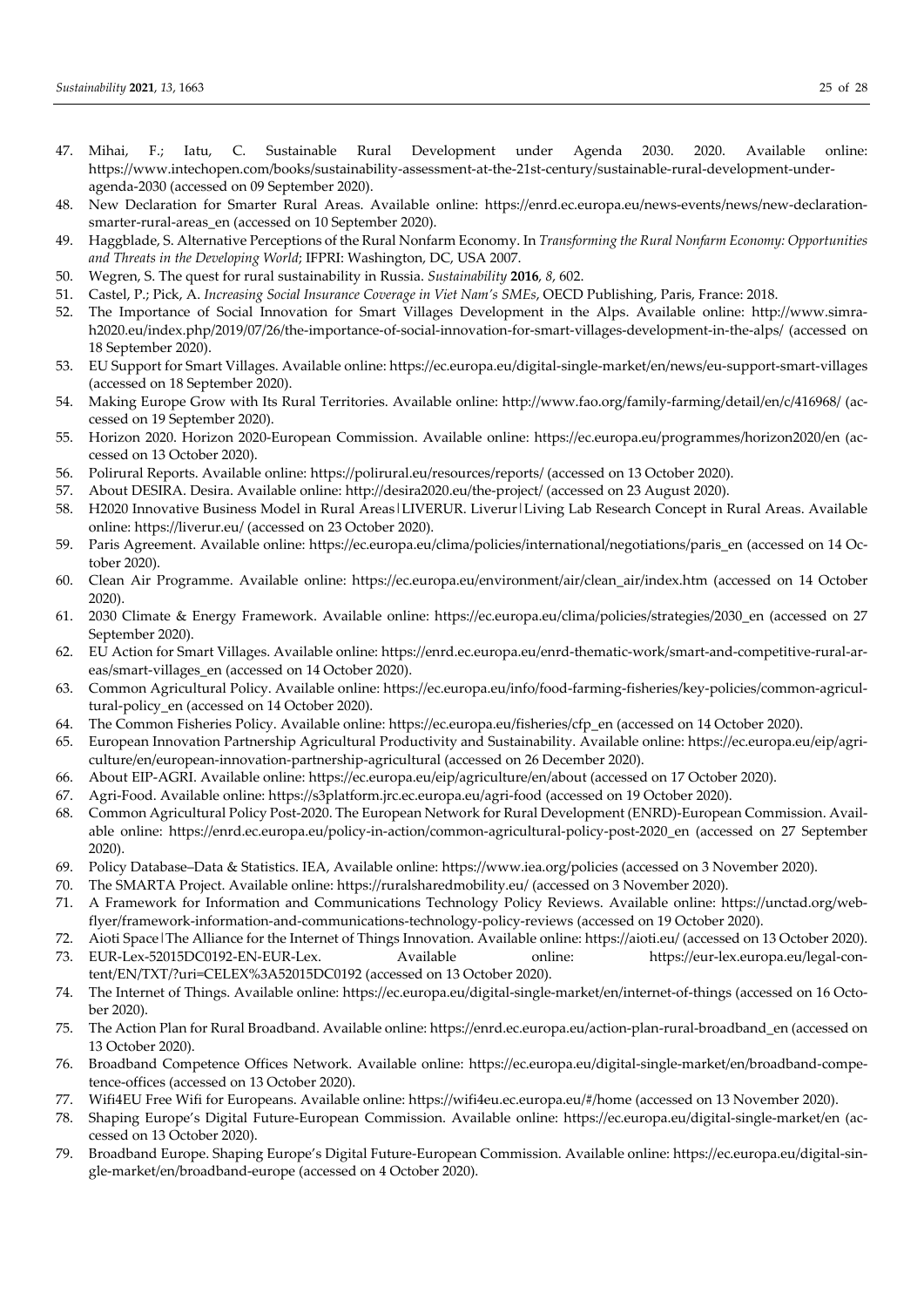47. Mihai, F.; Iatu, C. Sustainable Rural Development under Agenda 2030. 2020. Available online: https://www.intechopen.com/books/sustainability-assessment-at-the-21st-century/sustainable-rural-development-under-agenda-2030 (accessed on 09 September 2020).
48. New Declaration for Smarter Rural Areas. Available online: https://enrd.ec.europa.eu/news-events/news/new-declaration-smarter-rural-areas_en (accessed on 10 September 2020).
49. Haggblade, S. Alternative Perceptions of the Rural Nonfarm Economy. In *Transforming the Rural Nonfarm Economy: Opportunities and Threats in the Developing World*; IFPRI: Washington, DC, USA 2007.
50. Wegren, S. The quest for rural sustainability in Russia. *Sustainability* **2016**, *8*, 602.
51. Castel, P.; Pick, A. *Increasing Social Insurance Coverage in Viet Nam's SMEs*, OECD Publishing, Paris, France: 2018.
52. The Importance of Social Innovation for Smart Villages Development in the Alps. Available online: http://www.simra-h2020.eu/index.php/2019/07/26/the-importance-of-social-innovation-for-smart-villages-development-in-the-alps/ (accessed on 18 September 2020).
53. EU Support for Smart Villages. Available online: https://ec.europa.eu/digital-single-market/en/news/eu-support-smart-villages (accessed on 18 September 2020).
54. Making Europe Grow with Its Rural Territories. Available online: http://www.fao.org/family-farming/detail/en/c/416968/ (accessed on 19 September 2020).
55. Horizon 2020. Horizon 2020-European Commission. Available online: https://ec.europa.eu/programmes/horizon2020/en (accessed on 13 October 2020).
56. Polirural Reports. Available online: https://polirural.eu/resources/reports/ (accessed on 13 October 2020).
57. About DESIRA. Desira. Available online: http://desira2020.eu/the-project/ (accessed on 23 August 2020).
58. H2020 Innovative Business Model in Rural Areas|LIVERUR. Liverur|Living Lab Research Concept in Rural Areas. Available online: https://liverur.eu/ (accessed on 23 October 2020).
59. Paris Agreement. Available online: https://ec.europa.eu/clima/policies/international/negotiations/paris_en (accessed on 14 October 2020).
60. Clean Air Programme. Available online: https://ec.europa.eu/environment/air/clean_air/index.htm (accessed on 14 October 2020).
61. 2030 Climate & Energy Framework. Available online: https://ec.europa.eu/clima/policies/strategies/2030_en (accessed on 27 September 2020).
62. EU Action for Smart Villages. Available online: https://enrd.ec.europa.eu/enrd-thematic-work/smart-and-competitive-rural-areas/smart-villages_en (accessed on 14 October 2020).
63. Common Agricultural Policy. Available online: https://ec.europa.eu/info/food-farming-fisheries/key-policies/common-agricultural-policy_en (accessed on 14 October 2020).
64. The Common Fisheries Policy. Available online: https://ec.europa.eu/fisheries/cfp_en (accessed on 14 October 2020).
65. European Innovation Partnership Agricultural Productivity and Sustainability. Available online: https://ec.europa.eu/eip/agriculture/en/european-innovation-partnership-agricultural (accessed on 26 December 2020).
66. About EIP-AGRI. Available online: https://ec.europa.eu/eip/agriculture/en/about (accessed on 17 October 2020).
67. Agri-Food. Available online: https://s3platform.jrc.ec.europa.eu/agri-food (accessed on 19 October 2020).
68. Common Agricultural Policy Post-2020. The European Network for Rural Development (ENRD)-European Commission. Available online: https://enrd.ec.europa.eu/policy-in-action/common-agricultural-policy-post-2020_en (accessed on 27 September 2020).
69. Policy Database–Data & Statistics. IEA, Available online: https://www.iea.org/policies (accessed on 3 November 2020).
70. The SMARTA Project. Available online: https://ruralsharedmobility.eu/ (accessed on 3 November 2020).
71. A Framework for Information and Communications Technology Policy Reviews. Available online: https://unctad.org/webflyer/framework-information-and-communications-technology-policy-reviews (accessed on 19 October 2020).
72. Aioti Space|The Alliance for the Internet of Things Innovation. Available online: https://aioti.eu/ (accessed on 13 October 2020).
73. EUR-Lex-52015DC0192-EN-EUR-Lex. Available online: https://eur-lex.europa.eu/legal-content/EN/TXT/?uri=CELEX%3A52015DC0192 (accessed on 13 October 2020).
74. The Internet of Things. Available online: https://ec.europa.eu/digital-single-market/en/internet-of-things (accessed on 16 October 2020).
75. The Action Plan for Rural Broadband. Available online: https://enrd.ec.europa.eu/action-plan-rural-broadband_en (accessed on 13 October 2020).
76. Broadband Competence Offices Network. Available online: https://ec.europa.eu/digital-single-market/en/broadband-competence-offices (accessed on 13 October 2020).
77. Wifi4EU Free Wifi for Europeans. Available online: https://wifi4eu.ec.europa.eu/#/home (accessed on 13 November 2020).
78. Shaping Europe's Digital Future-European Commission. Available online: https://ec.europa.eu/digital-single-market/en (accessed on 13 October 2020).
79. Broadband Europe. Shaping Europe's Digital Future-European Commission. Available online: https://ec.europa.eu/digital-single-market/en/broadband-europe (accessed on 4 October 2020).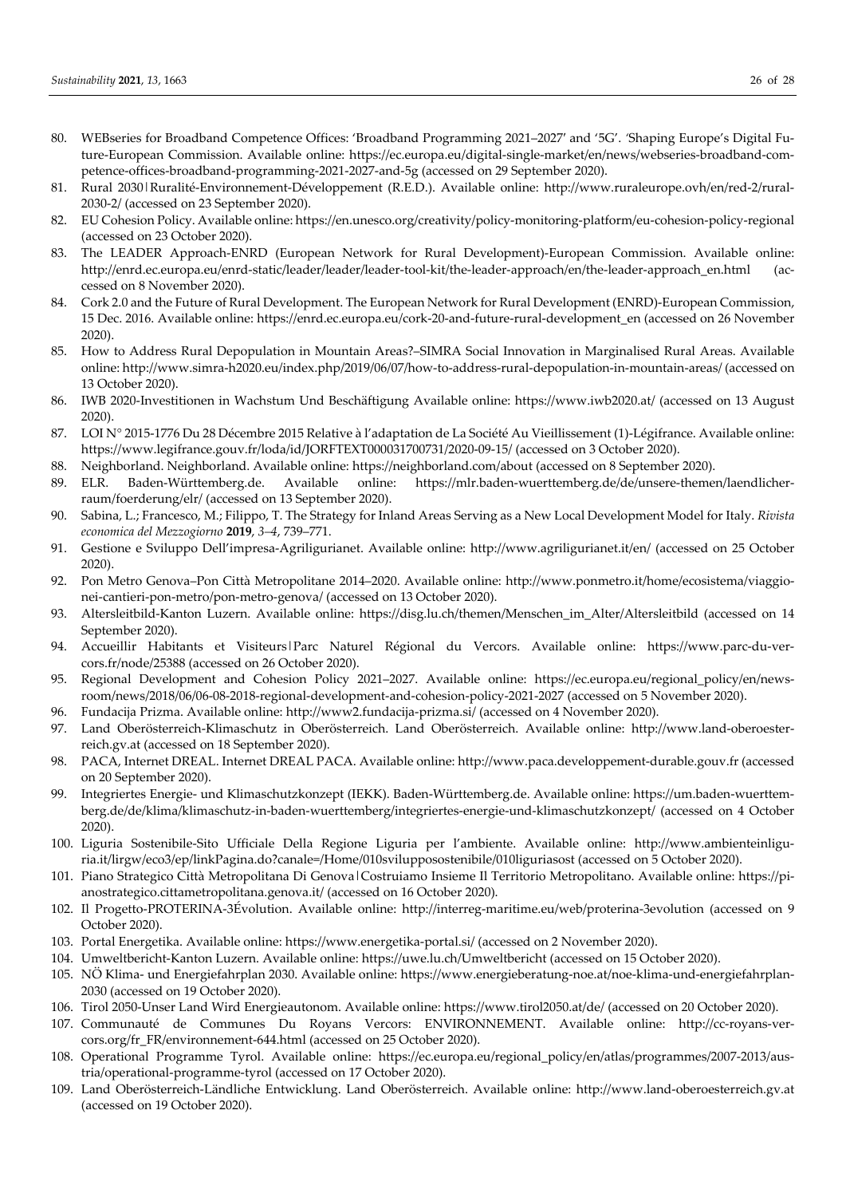80. WEBseries for Broadband Competence Offices: 'Broadband Programming 2021–2027' and '5G'. 'Shaping Europe's Digital Future-European Commission. Available online: https://ec.europa.eu/digital-single-market/en/news/webseries-broadband-competence-offices-broadband-programming-2021-2027-and-5g (accessed on 29 September 2020).
81. Rural 2030|Ruralité-Environnement-Développement (R.E.D.). Available online: http://www.ruraleurope.ovh/en/red-2/rural-2030-2/ (accessed on 23 September 2020).
82. EU Cohesion Policy. Available online: https://en.unesco.org/creativity/policy-monitoring-platform/eu-cohesion-policy-regional (accessed on 23 October 2020).
83. The LEADER Approach-ENRD (European Network for Rural Development)-European Commission. Available online: http://enrd.ec.europa.eu/enrd-static/leader/leader/leader-tool-kit/the-leader-approach/en/the-leader-approach_en.html (accessed on 8 November 2020).
84. Cork 2.0 and the Future of Rural Development. The European Network for Rural Development (ENRD)-European Commission, 15 Dec. 2016. Available online: https://enrd.ec.europa.eu/cork-20-and-future-rural-development_en (accessed on 26 November 2020).
85. How to Address Rural Depopulation in Mountain Areas?–SIMRA Social Innovation in Marginalised Rural Areas. Available online: http://www.simra-h2020.eu/index.php/2019/06/07/how-to-address-rural-depopulation-in-mountain-areas/ (accessed on 13 October 2020).
86. IWB 2020-Investitionen in Wachstum Und Beschäftigung Available online: https://www.iwb2020.at/ (accessed on 13 August 2020).
87. LOI N° 2015-1776 Du 28 Décembre 2015 Relative à l'adaptation de La Société Au Vieillissement (1)-Légifrance. Available online: https://www.legifrance.gouv.fr/loda/id/JORFTEXT000031700731/2020-09-15/ (accessed on 3 October 2020).
88. Neighborland. Neighborland. Available online: https://neighborland.com/about (accessed on 8 September 2020).
89. ELR. Baden-Württemberg.de. Available online: https://mlr.baden-wuerttemberg.de/de/unsere-themen/laendlicher-raum/foerderung/elr/ (accessed on 13 September 2020).
90. Sabina, L.; Francesco, M.; Filippo, T. The Strategy for Inland Areas Serving as a New Local Development Model for Italy. *Rivista economica del Mezzogiorno* **2019**, *3–4*, 739–771.
91. Gestione e Sviluppo Dell'impresa-Agriligurianet. Available online: http://www.agriligurianet.it/en/ (accessed on 25 October 2020).
92. Pon Metro Genova–Pon Città Metropolitane 2014–2020. Available online: http://www.ponmetro.it/home/ecosistema/viaggio-nei-cantieri-pon-metro/pon-metro-genova/ (accessed on 13 October 2020).
93. Altersleitbild-Kanton Luzern. Available online: https://disg.lu.ch/themen/Menschen_im_Alter/Altersleitbild (accessed on 14 September 2020).
94. Accueillir Habitants et Visiteurs|Parc Naturel Régional du Vercors. Available online: https://www.parc-du-vercors.fr/node/25388 (accessed on 26 October 2020).
95. Regional Development and Cohesion Policy 2021–2027. Available online: https://ec.europa.eu/regional_policy/en/newsroom/news/2018/06/06-08-2018-regional-development-and-cohesion-policy-2021-2027 (accessed on 5 November 2020).
96. Fundacija Prizma. Available online: http://www2.fundacija-prizma.si/ (accessed on 4 November 2020).
97. Land Oberösterreich-Klimaschutz in Oberösterreich. Land Oberösterreich. Available online: http://www.land-oberoesterreich.gv.at (accessed on 18 September 2020).
98. PACA, Internet DREAL. Internet DREAL PACA. Available online: http://www.paca.developpement-durable.gouv.fr (accessed on 20 September 2020).
99. Integriertes Energie- und Klimaschutzkonzept (IEKK). Baden-Württemberg.de. Available online: https://um.baden-wuerttemberg.de/de/klima/klimaschutz-in-baden-wuerttemberg/integriertes-energie-und-klimaschutzkonzept/ (accessed on 4 October 2020).
100. Liguria Sostenibile-Sito Ufficiale Della Regione Liguria per l'ambiente. Available online: http://www.ambienteinliguria.it/lirgw/eco3/ep/linkPagina.do?canale=/Home/010svilupposostenibile/010liguriasost (accessed on 5 October 2020).
101. Piano Strategico Città Metropolitana Di Genova|Costruiamo Insieme Il Territorio Metropolitano. Available online: https://pianostrategico.cittametropolitana.genova.it/ (accessed on 16 October 2020).
102. Il Progetto-PROTERINA-3Évolution. Available online: http://interreg-maritime.eu/web/proterina-3evolution (accessed on 9 October 2020).
103. Portal Energetika. Available online: https://www.energetika-portal.si/ (accessed on 2 November 2020).
104. Umweltbericht-Kanton Luzern. Available online: https://uwe.lu.ch/Umweltbericht (accessed on 15 October 2020).
105. NÖ Klima- und Energiefahrplan 2030. Available online: https://www.energieberatung-noe.at/noe-klima-und-energiefahrplan-2030 (accessed on 19 October 2020).
106. Tirol 2050-Unser Land Wird Energieautonom. Available online: https://www.tirol2050.at/de/ (accessed on 20 October 2020).
107. Communauté de Communes Du Royans Vercors: ENVIRONNEMENT. Available online: http://cc-royans-vercors.org/fr_FR/environnement-644.html (accessed on 25 October 2020).
108. Operational Programme Tyrol. Available online: https://ec.europa.eu/regional_policy/en/atlas/programmes/2007-2013/austria/operational-programme-tyrol (accessed on 17 October 2020).
109. Land Oberösterreich-Ländliche Entwicklung. Land Oberösterreich. Available online: http://www.land-oberoesterreich.gv.at (accessed on 19 October 2020).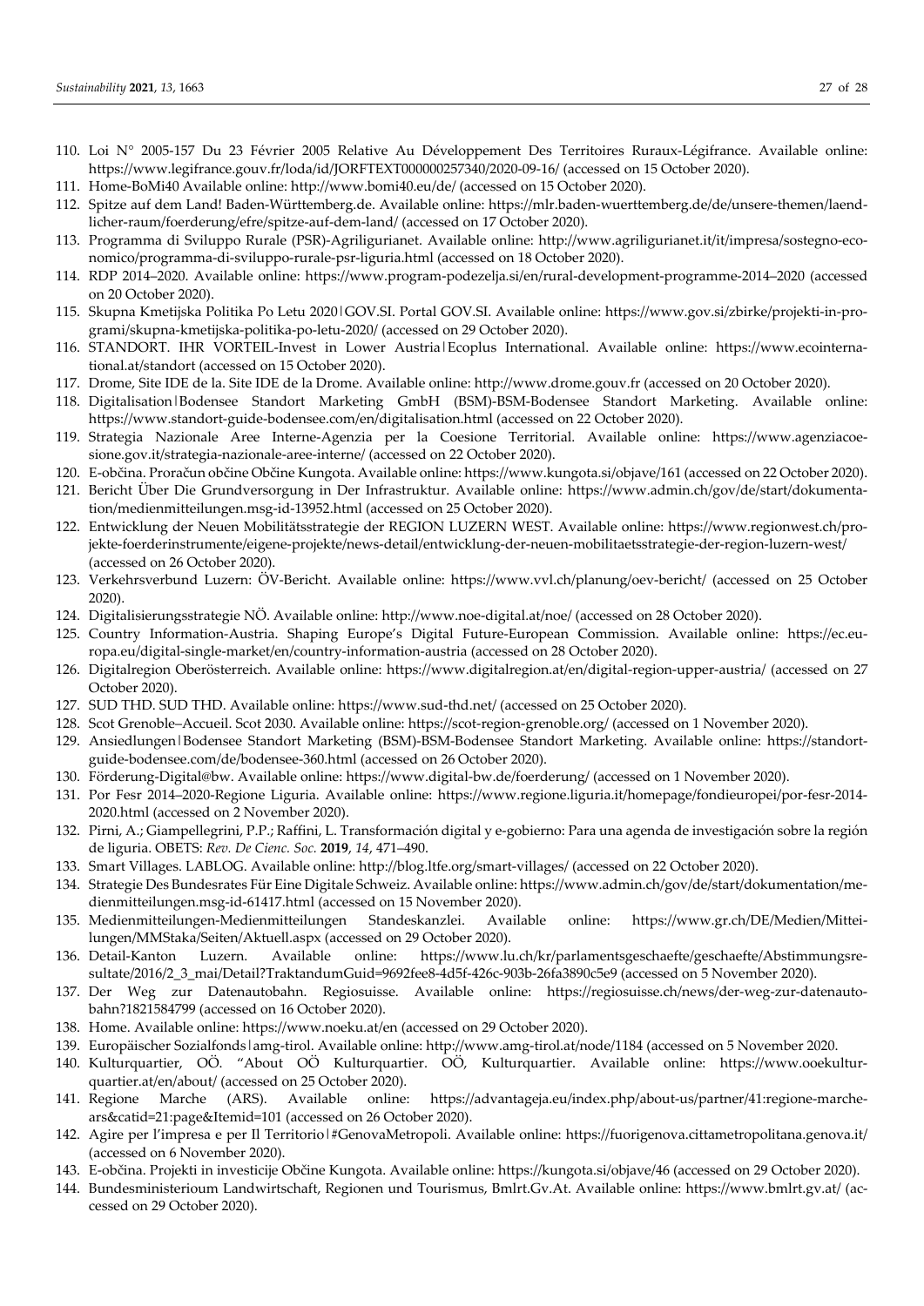110. Loi N° 2005-157 Du 23 Février 2005 Relative Au Développement Des Territoires Ruraux-Légifrance. Available online: https://www.legifrance.gouv.fr/loda/id/JORFTEXT000000257340/2020-09-16/ (accessed on 15 October 2020).
111. Home-BoMi40 Available online: http://www.bomi40.eu/de/ (accessed on 15 October 2020).
112. Spitze auf dem Land! Baden-Württemberg.de. Available online: https://mlr.baden-wuerttemberg.de/de/unsere-themen/laendlicher-raum/foerderung/efre/spitze-auf-dem-land/ (accessed on 17 October 2020).
113. Programma di Sviluppo Rurale (PSR)-Agriligurianet. Available online: http://www.agriligurianet.it/it/impresa/sostegno-economico/programma-di-sviluppo-rurale-psr-liguria.html (accessed on 18 October 2020).
114. RDP 2014–2020. Available online: https://www.program-podezelja.si/en/rural-development-programme-2014–2020 (accessed on 20 October 2020).
115. Skupna Kmetijska Politika Po Letu 2020|GOV.SI. Portal GOV.SI. Available online: https://www.gov.si/zbirke/projekti-in-programi/skupna-kmetijska-politika-po-letu-2020/ (accessed on 29 October 2020).
116. STANDORT. IHR VORTEIL-Invest in Lower Austria|Ecoplus International. Available online: https://www.ecointernational.at/standort (accessed on 15 October 2020).
117. Drome, Site IDE de la. Site IDE de la Drome. Available online: http://www.drome.gouv.fr (accessed on 20 October 2020).
118. Digitalisation|Bodensee Standort Marketing GmbH (BSM)-BSM-Bodensee Standort Marketing. Available online: https://www.standort-guide-bodensee.com/en/digitalisation.html (accessed on 22 October 2020).
119. Strategia Nazionale Aree Interne-Agenzia per la Coesione Territorial. Available online: https://www.agenziacoesione.gov.it/strategia-nazionale-aree-interne/ (accessed on 22 October 2020).
120. E-občina. Proračun občine Občine Kungota. Available online: https://www.kungota.si/objave/161 (accessed on 22 October 2020).
121. Bericht Über Die Grundversorgung In Der Infrastruktur. Available online: https://www.admin.ch/gov/de/start/dokumentation/medienmitteilungen.msg-id-13952.html (accessed on 25 October 2020).
122. Entwicklung der Neuen Mobilitätsstrategie der REGION LUZERN WEST. Available online: https://www.regionwest.ch/projekte-foerderinstrumente/eigene-projekte/news-detail/entwicklung-der-neuen-mobilitaetsstrategie-der-region-luzern-west/ (accessed on 26 October 2020).
123. Verkehrsverbund Luzern: ÖV-Bericht. Available online: https://www.vvl.ch/planung/oev-bericht/ (accessed on 25 October 2020).
124. Digitalisierungsstrategie NÖ. Available online: http://www.noe-digital.at/noe/ (accessed on 28 October 2020).
125. Country Information-Austria. Shaping Europe's Digital Future-European Commission. Available online: https://ec.europa.eu/digital-single-market/en/country-information-austria (accessed on 28 October 2020).
126. Digitalregion Oberösterreich. Available online: https://www.digitalregion.at/en/digital-region-upper-austria/ (accessed on 27 October 2020).
127. SUD THD. SUD THD. Available online: https://www.sud-thd.net/ (accessed on 25 October 2020).
128. Scot Grenoble–Accueil. Scot 2030. Available online: https://scot-region-grenoble.org/ (accessed on 1 November 2020).
129. Ansiedlungen|Bodensee Standort Marketing (BSM)-BSM-Bodensee Standort Marketing. Available online: https://standort-guide-bodensee.com/de/bodensee-360.html (accessed on 26 October 2020).
130. Förderung-Digital@bw. Available online: https://www.digital-bw.de/foerderung/ (accessed on 1 November 2020).
131. Por Fesr 2014–2020-Regione Liguria. Available online: https://www.regione.liguria.it/homepage/fondieuropei/por-fesr-2014-2020.html (accessed on 2 November 2020).
132. Pirni, A.; Giampellegrini, P.P.; Raffini, L. Transformación digital y e-gobierno: Para una agenda de investigación sobre la región de liguria. OBETS: *Rev. De Cienc. Soc.* **2019**, *14*, 471–490.
133. Smart Villages. LABLOG. Available online: http://blog.ltfe.org/smart-villages/ (accessed on 22 October 2020).
134. Strategie Des Bundesrates Für Eine Digitale Schweiz. Available online: https://www.admin.ch/gov/de/start/dokumentation/medienmitteilungen.msg-id-61417.html (accessed on 15 November 2020).
135. Medienmitteilungen-Medienmitteilungen Standeskanzlei. Available online: https://www.gr.ch/DE/Medien/Mitteilungen/MMStaka/Seiten/Aktuell.aspx (accessed on 29 October 2020).
136. Detail-Kanton Luzern. Available online: https://www.lu.ch/kr/parlamentsgeschaefte/geschaefte/Abstimmungsresultate/2016/2_3_mai/Detail?TraktandumGuid=9692fee8-4d5f-426c-903b-26fa3890c5e9 (accessed on 5 November 2020).
137. Der Weg zur Datenautobahn. Regiosuisse. Available online: https://regiosuisse.ch/news/der-weg-zur-datenautobahn?1821584799 (accessed on 16 October 2020).
138. Home. Available online: https://www.noeku.at/en (accessed on 29 October 2020).
139. Europäischer Sozialfonds|amg-tirol. Available online: http://www.amg-tirol.at/node/1184 (accessed on 5 November 2020.
140. Kulturquartier, OÖ. "About OÖ Kulturquartier. OÖ, Kulturquartier. Available online: https://www.ooekulturquartier.at/en/about/ (accessed on 25 October 2020).
141. Regione Marche (ARS). Available online: https://advantageja.eu/index.php/about-us/partner/41:regione-marche-ars&catid=21:page&Itemid=101 (accessed on 26 October 2020).
142. Agire per l'impresa e per Il Territorio|#GenovaMetropoli. Available online: https://fuorigenova.cittametropolitana.genova.it/ (accessed on 6 November 2020).
143. E-občina. Projekti in investicije Občine Kungota. Available online: https://kungota.si/objave/46 (accessed on 29 October 2020).
144. Bundesministerioum Landwirtschaft, Regionen und Tourismus, Bmlrt.Gv.At. Available online: https://www.bmlrt.gv.at/ (accessed on 29 October 2020).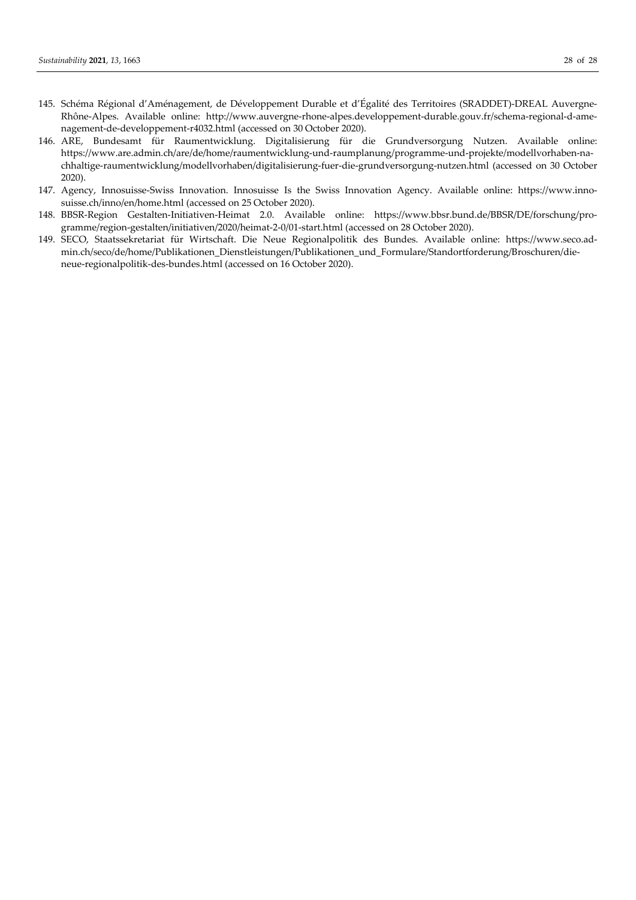145. Schéma Régional d'Aménagement, de Développement Durable et d'Égalité des Territoires (SRADDET)-DREAL Auvergne-Rhône-Alpes. Available online: http://www.auvergne-rhone-alpes.developpement-durable.gouv.fr/schema-regional-d-amenagement-de-developpement-r4032.html (accessed on 30 October 2020).
146. ARE, Bundesamt für Raumentwicklung. Digitalisierung für die Grundversorgung Nutzen. Available online: https://www.are.admin.ch/are/de/home/raumentwicklung-und-raumplanung/programme-und-projekte/modellvorhaben-nachhaltige-raumentwicklung/modellvorhaben/digitalisierung-fuer-die-grundversorgung-nutzen.html (accessed on 30 October 2020).
147. Agency, Innosuisse-Swiss Innovation. Innosuisse Is the Swiss Innovation Agency. Available online: https://www.innosuisse.ch/inno/en/home.html (accessed on 25 October 2020).
148. BBSR-Region Gestalten-Initiativen-Heimat 2.0. Available online: https://www.bbsr.bund.de/BBSR/DE/forschung/programme/region-gestalten/initiativen/2020/heimat-2-0/01-start.html (accessed on 28 October 2020).
149. SECO, Staatssekretariat für Wirtschaft. Die Neue Regionalpolitik des Bundes. Available online: https://www.seco.admin.ch/seco/de/home/Publikationen_Dienstleistungen/Publikationen_und_Formulare/Standortforderung/Broschuren/die-neue-regionalpolitik-des-bundes.html (accessed on 16 October 2020).